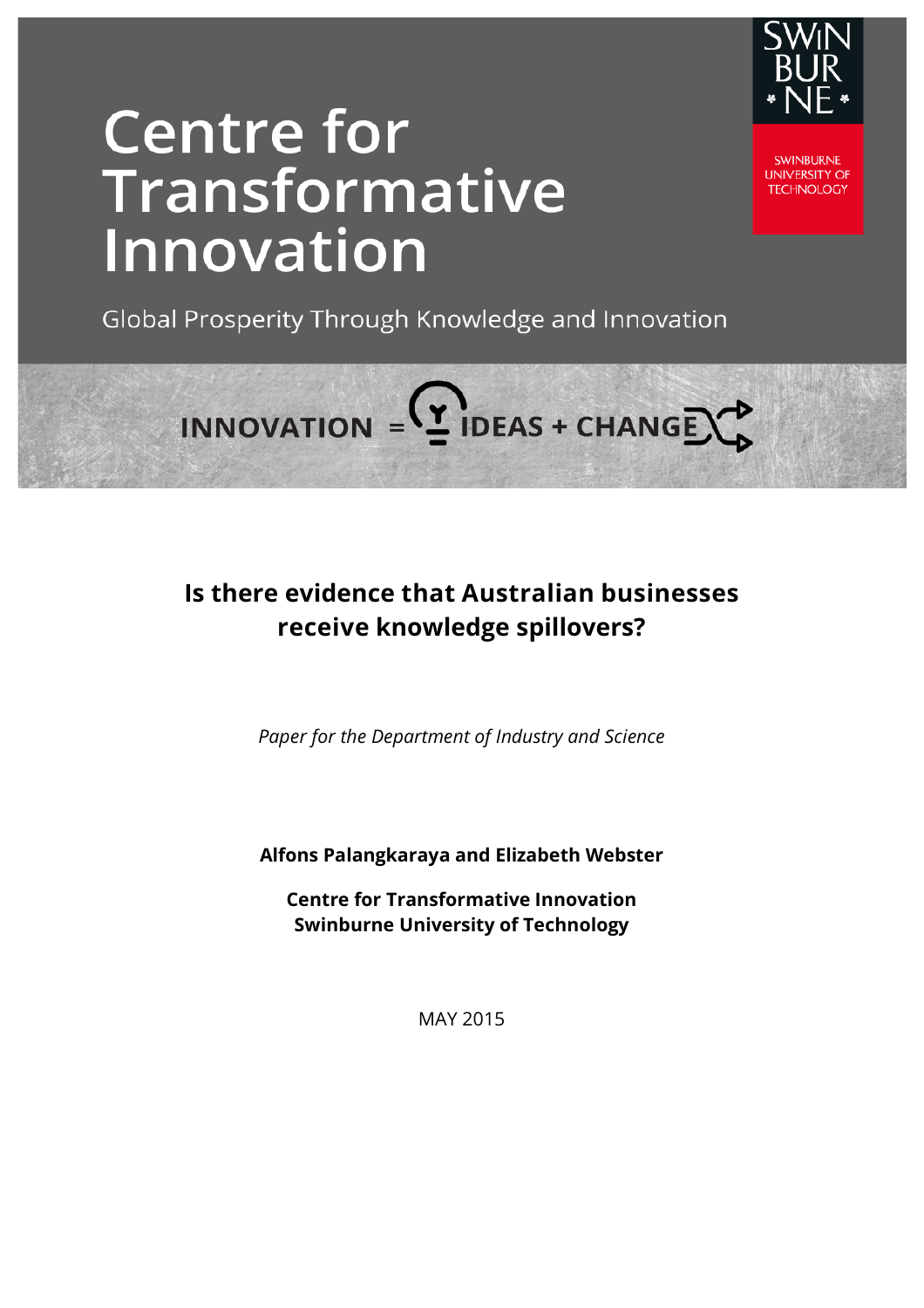# Centre for Transformative Innovation

Global Prosperity Through Knowledge and Innovation

SWINBURNE UNIVERSITY OF TECHNOLOGY

INNOVATION = IDEAS + CHANGE

## Is there evidence that Australian businesses receive knowledge spillovers?

*Paper for the Department of Industry and Science*

**Alfons Palangkaraya and Elizabeth Webster**

**Centre for Transformative Innovation**
**Swinburne University of Technology**

MAY 2015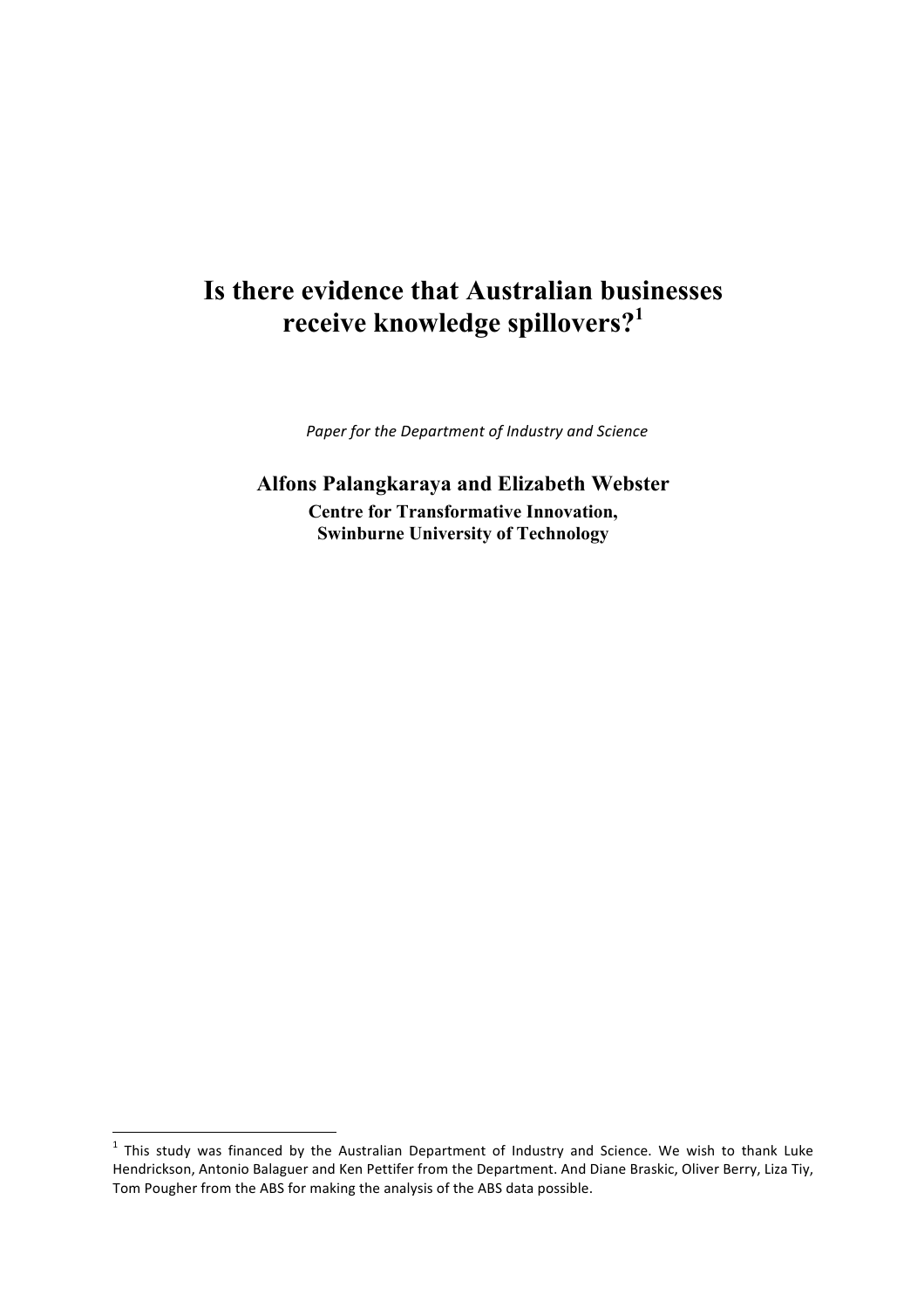# Is there evidence that Australian businesses receive knowledge spillovers?[1]

*Paper for the Department of Industry and Science*

**Alfons Palangkaraya and Elizabeth Webster**

**Centre for Transformative Innovation,**
**Swinburne University of Technology**

[1] This study was financed by the Australian Department of Industry and Science. We wish to thank Luke Hendrickson, Antonio Balaguer and Ken Pettifer from the Department. And Diane Braskic, Oliver Berry, Liza Tiy, Tom Pougher from the ABS for making the analysis of the ABS data possible.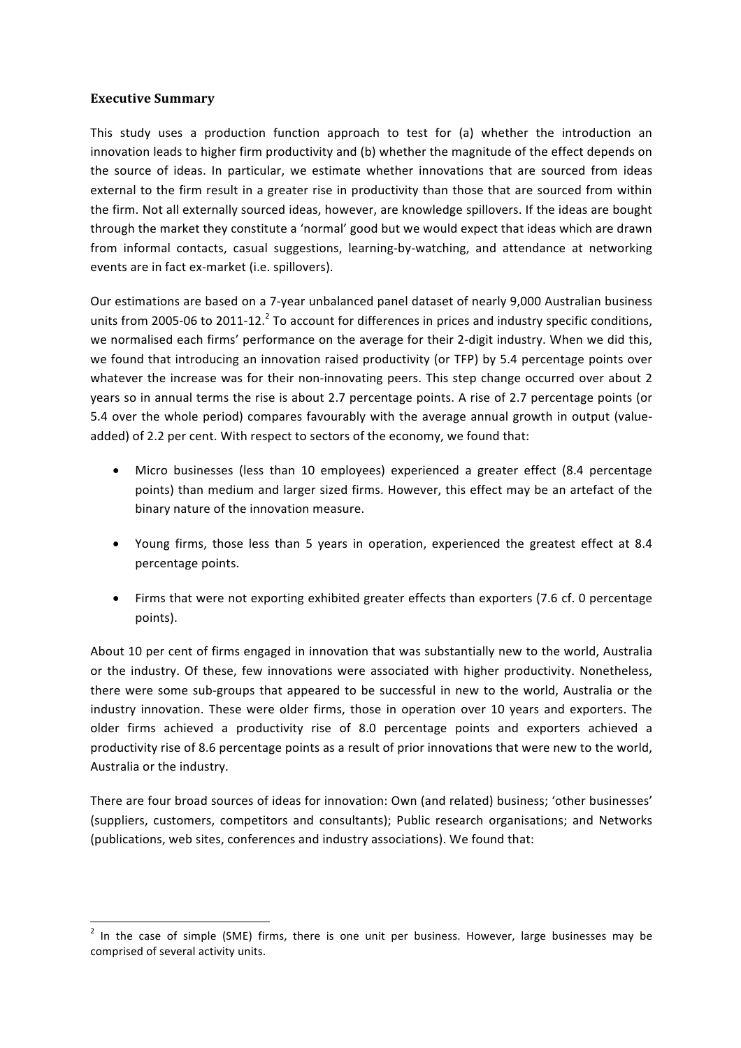### Executive Summary

This study uses a production function approach to test for (a) whether the introduction an innovation leads to higher firm productivity and (b) whether the magnitude of the effect depends on the source of ideas. In particular, we estimate whether innovations that are sourced from ideas external to the firm result in a greater rise in productivity than those that are sourced from within the firm. Not all externally sourced ideas, however, are knowledge spillovers. If the ideas are bought through the market they constitute a 'normal' good but we would expect that ideas which are drawn from informal contacts, casual suggestions, learning-by-watching, and attendance at networking events are in fact ex-market (i.e. spillovers).

Our estimations are based on a 7-year unbalanced panel dataset of nearly 9,000 Australian business units from 2005-06 to 2011-12.[2] To account for differences in prices and industry specific conditions, we normalised each firms' performance on the average for their 2-digit industry. When we did this, we found that introducing an innovation raised productivity (or TFP) by 5.4 percentage points over whatever the increase was for their non-innovating peers. This step change occurred over about 2 years so in annual terms the rise is about 2.7 percentage points. A rise of 2.7 percentage points (or 5.4 over the whole period) compares favourably with the average annual growth in output (value-added) of 2.2 per cent. With respect to sectors of the economy, we found that:

- Micro businesses (less than 10 employees) experienced a greater effect (8.4 percentage points) than medium and larger sized firms. However, this effect may be an artefact of the binary nature of the innovation measure.
- Young firms, those less than 5 years in operation, experienced the greatest effect at 8.4 percentage points.
- Firms that were not exporting exhibited greater effects than exporters (7.6 cf. 0 percentage points).

About 10 per cent of firms engaged in innovation that was substantially new to the world, Australia or the industry. Of these, few innovations were associated with higher productivity. Nonetheless, there were some sub-groups that appeared to be successful in new to the world, Australia or the industry innovation. These were older firms, those in operation over 10 years and exporters. The older firms achieved a productivity rise of 8.0 percentage points and exporters achieved a productivity rise of 8.6 percentage points as a result of prior innovations that were new to the world, Australia or the industry.

There are four broad sources of ideas for innovation: Own (and related) business; 'other businesses' (suppliers, customers, competitors and consultants); Public research organisations; and Networks (publications, web sites, conferences and industry associations). We found that:

[2] In the case of simple (SME) firms, there is one unit per business. However, large businesses may be comprised of several activity units.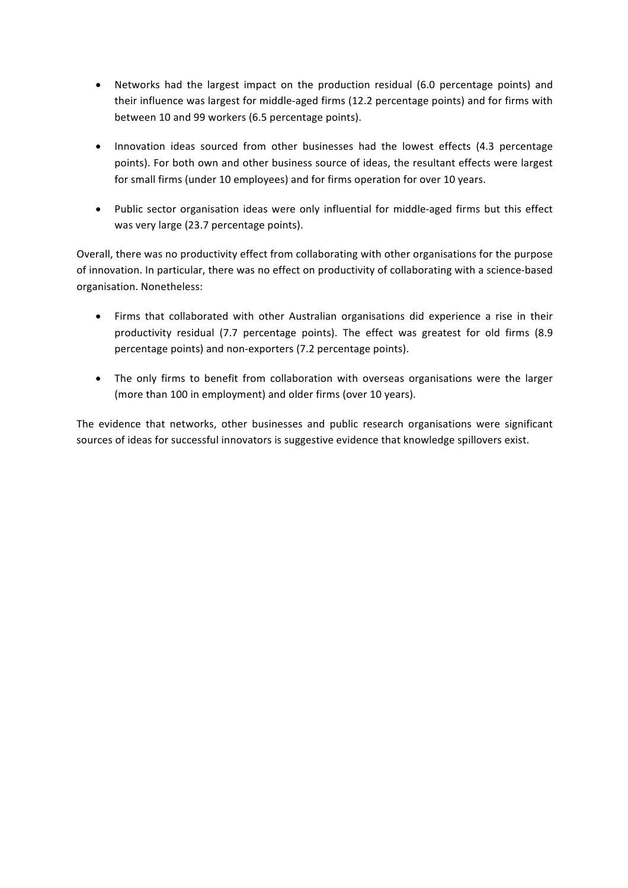- Networks had the largest impact on the production residual (6.0 percentage points) and their influence was largest for middle-aged firms (12.2 percentage points) and for firms with between 10 and 99 workers (6.5 percentage points).

- Innovation ideas sourced from other businesses had the lowest effects (4.3 percentage points). For both own and other business source of ideas, the resultant effects were largest for small firms (under 10 employees) and for firms operation for over 10 years.

- Public sector organisation ideas were only influential for middle-aged firms but this effect was very large (23.7 percentage points).

Overall, there was no productivity effect from collaborating with other organisations for the purpose of innovation. In particular, there was no effect on productivity of collaborating with a science-based organisation. Nonetheless:

- Firms that collaborated with other Australian organisations did experience a rise in their productivity residual (7.7 percentage points). The effect was greatest for old firms (8.9 percentage points) and non-exporters (7.2 percentage points).

- The only firms to benefit from collaboration with overseas organisations were the larger (more than 100 in employment) and older firms (over 10 years).

The evidence that networks, other businesses and public research organisations were significant sources of ideas for successful innovators is suggestive evidence that knowledge spillovers exist.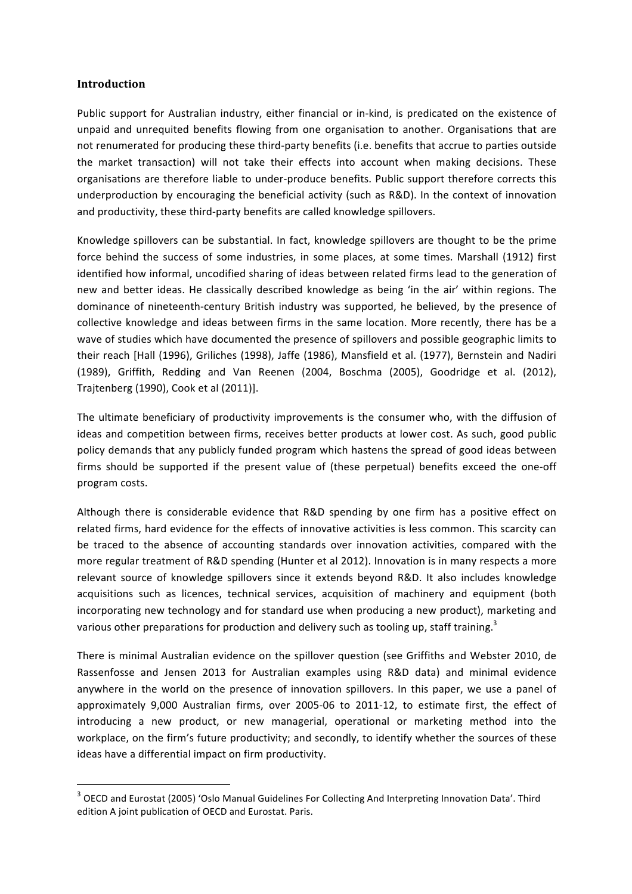## Introduction

Public support for Australian industry, either financial or in-kind, is predicated on the existence of unpaid and unrequited benefits flowing from one organisation to another. Organisations that are not renumerated for producing these third-party benefits (i.e. benefits that accrue to parties outside the market transaction) will not take their effects into account when making decisions. These organisations are therefore liable to under-produce benefits. Public support therefore corrects this underproduction by encouraging the beneficial activity (such as R&D). In the context of innovation and productivity, these third-party benefits are called knowledge spillovers.

Knowledge spillovers can be substantial. In fact, knowledge spillovers are thought to be the prime force behind the success of some industries, in some places, at some times. Marshall (1912) first identified how informal, uncodified sharing of ideas between related firms lead to the generation of new and better ideas. He classically described knowledge as being 'in the air' within regions. The dominance of nineteenth-century British industry was supported, he believed, by the presence of collective knowledge and ideas between firms in the same location. More recently, there has be a wave of studies which have documented the presence of spillovers and possible geographic limits to their reach [Hall (1996), Griliches (1998), Jaffe (1986), Mansfield et al. (1977), Bernstein and Nadiri (1989), Griffith, Redding and Van Reenen (2004, Boschma (2005), Goodridge et al. (2012), Trajtenberg (1990), Cook et al (2011)].

The ultimate beneficiary of productivity improvements is the consumer who, with the diffusion of ideas and competition between firms, receives better products at lower cost. As such, good public policy demands that any publicly funded program which hastens the spread of good ideas between firms should be supported if the present value of (these perpetual) benefits exceed the one-off program costs.

Although there is considerable evidence that R&D spending by one firm has a positive effect on related firms, hard evidence for the effects of innovative activities is less common. This scarcity can be traced to the absence of accounting standards over innovation activities, compared with the more regular treatment of R&D spending (Hunter et al 2012). Innovation is in many respects a more relevant source of knowledge spillovers since it extends beyond R&D. It also includes knowledge acquisitions such as licences, technical services, acquisition of machinery and equipment (both incorporating new technology and for standard use when producing a new product), marketing and various other preparations for production and delivery such as tooling up, staff training.[3]

There is minimal Australian evidence on the spillover question (see Griffiths and Webster 2010, de Rassenfosse and Jensen 2013 for Australian examples using R&D data) and minimal evidence anywhere in the world on the presence of innovation spillovers. In this paper, we use a panel of approximately 9,000 Australian firms, over 2005-06 to 2011-12, to estimate first, the effect of introducing a new product, or new managerial, operational or marketing method into the workplace, on the firm's future productivity; and secondly, to identify whether the sources of these ideas have a differential impact on firm productivity.

[3] OECD and Eurostat (2005) 'Oslo Manual Guidelines For Collecting And Interpreting Innovation Data'. Third edition A joint publication of OECD and Eurostat. Paris.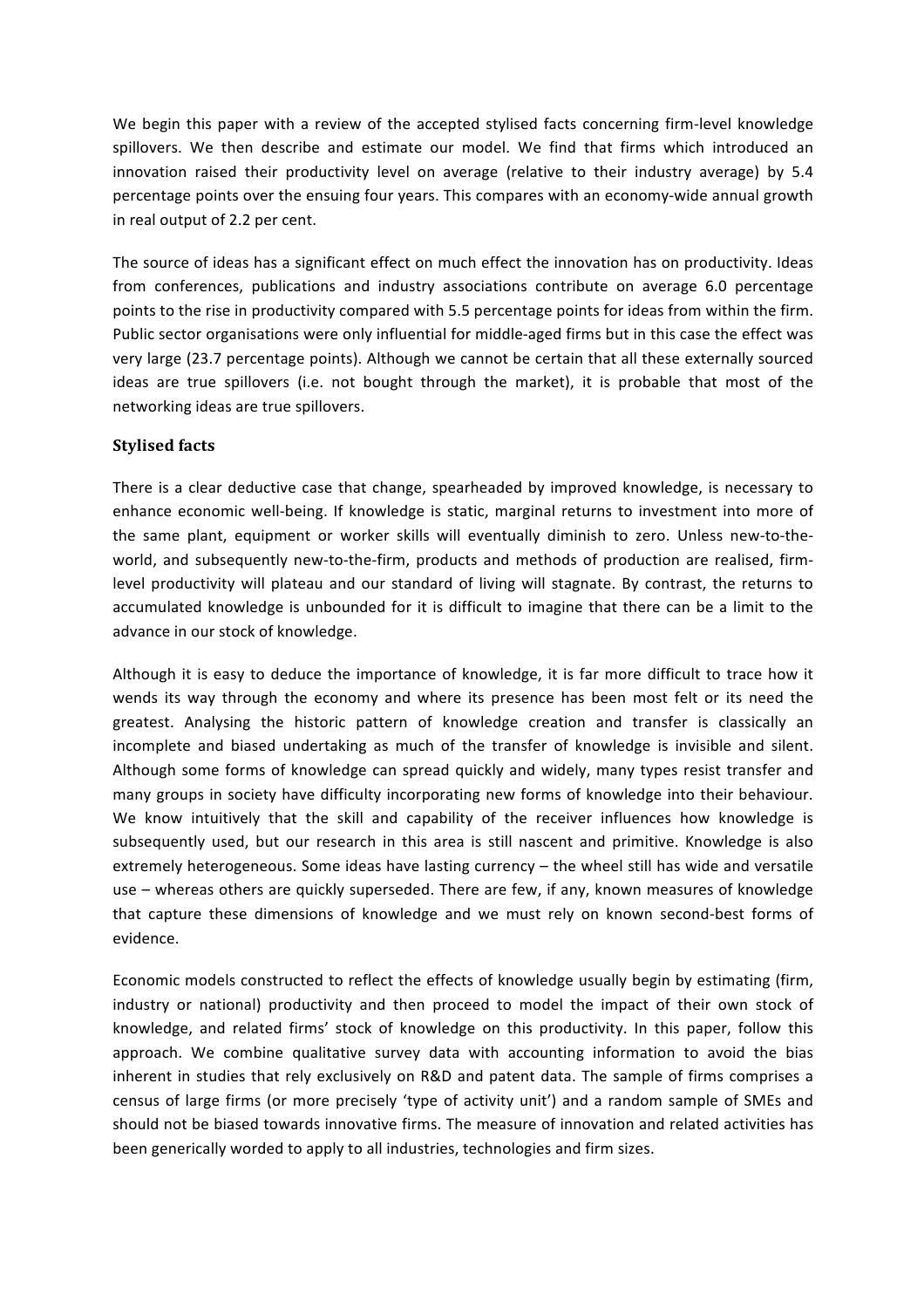We begin this paper with a review of the accepted stylised facts concerning firm-level knowledge spillovers. We then describe and estimate our model. We find that firms which introduced an innovation raised their productivity level on average (relative to their industry average) by 5.4 percentage points over the ensuing four years. This compares with an economy-wide annual growth in real output of 2.2 per cent.

The source of ideas has a significant effect on much effect the innovation has on productivity. Ideas from conferences, publications and industry associations contribute on average 6.0 percentage points to the rise in productivity compared with 5.5 percentage points for ideas from within the firm. Public sector organisations were only influential for middle-aged firms but in this case the effect was very large (23.7 percentage points). Although we cannot be certain that all these externally sourced ideas are true spillovers (i.e. not bought through the market), it is probable that most of the networking ideas are true spillovers.

### Stylised facts

There is a clear deductive case that change, spearheaded by improved knowledge, is necessary to enhance economic well-being. If knowledge is static, marginal returns to investment into more of the same plant, equipment or worker skills will eventually diminish to zero. Unless new-to-the-world, and subsequently new-to-the-firm, products and methods of production are realised, firm-level productivity will plateau and our standard of living will stagnate. By contrast, the returns to accumulated knowledge is unbounded for it is difficult to imagine that there can be a limit to the advance in our stock of knowledge.

Although it is easy to deduce the importance of knowledge, it is far more difficult to trace how it wends its way through the economy and where its presence has been most felt or its need the greatest. Analysing the historic pattern of knowledge creation and transfer is classically an incomplete and biased undertaking as much of the transfer of knowledge is invisible and silent. Although some forms of knowledge can spread quickly and widely, many types resist transfer and many groups in society have difficulty incorporating new forms of knowledge into their behaviour. We know intuitively that the skill and capability of the receiver influences how knowledge is subsequently used, but our research in this area is still nascent and primitive. Knowledge is also extremely heterogeneous. Some ideas have lasting currency – the wheel still has wide and versatile use – whereas others are quickly superseded. There are few, if any, known measures of knowledge that capture these dimensions of knowledge and we must rely on known second-best forms of evidence.

Economic models constructed to reflect the effects of knowledge usually begin by estimating (firm, industry or national) productivity and then proceed to model the impact of their own stock of knowledge, and related firms' stock of knowledge on this productivity. In this paper, follow this approach. We combine qualitative survey data with accounting information to avoid the bias inherent in studies that rely exclusively on R&D and patent data. The sample of firms comprises a census of large firms (or more precisely 'type of activity unit') and a random sample of SMEs and should not be biased towards innovative firms. The measure of innovation and related activities has been generically worded to apply to all industries, technologies and firm sizes.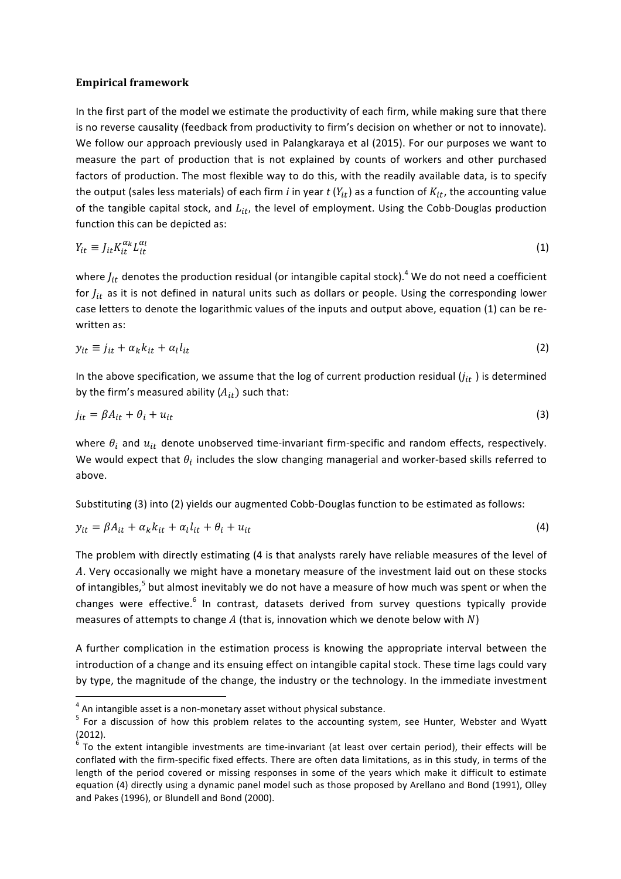## Empirical framework

In the first part of the model we estimate the productivity of each firm, while making sure that there is no reverse causality (feedback from productivity to firm's decision on whether or not to innovate). We follow our approach previously used in Palangkaraya et al (2015). For our purposes we want to measure the part of production that is not explained by counts of workers and other purchased factors of production. The most flexible way to do this, with the readily available data, is to specify the output (sales less materials) of each firm $i$ in year $t$ ($Y_{it}$) as a function of $K_{it}$, the accounting value of the tangible capital stock, and $L_{it}$, the level of employment. Using the Cobb-Douglas production function this can be depicted as:

$$Y_{it} \equiv J_{it} K_{it}^{\alpha_k} L_{it}^{\alpha_l} \tag{1}$$

where $J_{it}$ denotes the production residual (or intangible capital stock).[4] We do not need a coefficient for $J_{it}$ as it is not defined in natural units such as dollars or people. Using the corresponding lower case letters to denote the logarithmic values of the inputs and output above, equation (1) can be re-written as:

$$y_{it} \equiv j_{it} + \alpha_k k_{it} + \alpha_l l_{it} \tag{2}$$

In the above specification, we assume that the log of current production residual ($j_{it}$ ) is determined by the firm's measured ability ($A_{it}$) such that:

$$j_{it} = \beta A_{it} + \theta_i + u_{it} \tag{3}$$

where $\theta_i$ and $u_{it}$ denote unobserved time-invariant firm-specific and random effects, respectively. We would expect that $\theta_i$ includes the slow changing managerial and worker-based skills referred to above.

Substituting (3) into (2) yields our augmented Cobb-Douglas function to be estimated as follows:

$$y_{it} = \beta A_{it} + \alpha_k k_{it} + \alpha_l l_{it} + \theta_i + u_{it} \tag{4}$$

The problem with directly estimating (4 is that analysts rarely have reliable measures of the level of $A$. Very occasionally we might have a monetary measure of the investment laid out on these stocks of intangibles,[5] but almost inevitably we do not have a measure of how much was spent or when the changes were effective.[6] In contrast, datasets derived from survey questions typically provide measures of attempts to change $A$ (that is, innovation which we denote below with $N$)

A further complication in the estimation process is knowing the appropriate interval between the introduction of a change and its ensuing effect on intangible capital stock. These time lags could vary by type, the magnitude of the change, the industry or the technology. In the immediate investment

---

[4] An intangible asset is a non-monetary asset without physical substance.

[5] For a discussion of how this problem relates to the accounting system, see Hunter, Webster and Wyatt (2012).

[6] To the extent intangible investments are time-invariant (at least over certain period), their effects will be conflated with the firm-specific fixed effects. There are often data limitations, as in this study, in terms of the length of the period covered or missing responses in some of the years which make it difficult to estimate equation (4) directly using a dynamic panel model such as those proposed by Arellano and Bond (1991), Olley and Pakes (1996), or Blundell and Bond (2000).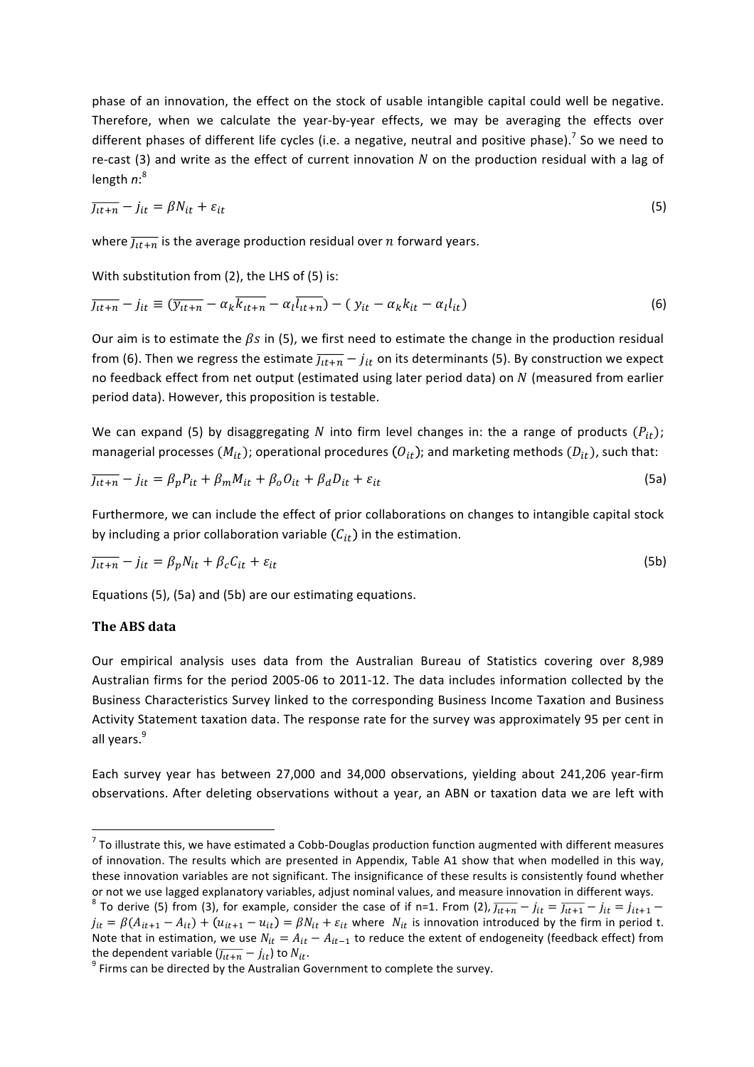phase of an innovation, the effect on the stock of usable intangible capital could well be negative. Therefore, when we calculate the year-by-year effects, we may be averaging the effects over different phases of different life cycles (i.e. a negative, neutral and positive phase).[7] So we need to re-cast (3) and write as the effect of current innovation $N$ on the production residual with a lag of length $n$:[8]

$$\overline{j_{it+n}} - j_{it} = \beta N_{it} + \varepsilon_{it} \tag{5}$$

where $\overline{j_{it+n}}$ is the average production residual over $n$ forward years.

With substitution from (2), the LHS of (5) is:

$$\overline{j_{it+n}} - j_{it} \equiv (\overline{y_{it+n}} - \alpha_k \overline{k_{it+n}} - \alpha_l \overline{l_{it+n}}) - (y_{it} - \alpha_k k_{it} - \alpha_l l_{it}) \tag{6}$$

Our aim is to estimate the $\beta s$ in (5), we first need to estimate the change in the production residual from (6). Then we regress the estimate $\overline{j_{it+n}} - j_{it}$ on its determinants (5). By construction we expect no feedback effect from net output (estimated using later period data) on $N$ (measured from earlier period data). However, this proposition is testable.

We can expand (5) by disaggregating $N$ into firm level changes in: the a range of products ($P_{it}$); managerial processes ($M_{it}$); operational procedures ($O_{it}$); and marketing methods ($D_{it}$), such that:

$$\overline{j_{it+n}} - j_{it} = \beta_p P_{it} + \beta_m M_{it} + \beta_o O_{it} + \beta_d D_{it} + \varepsilon_{it} \tag{5a}$$

Furthermore, we can include the effect of prior collaborations on changes to intangible capital stock by including a prior collaboration variable ($C_{it}$) in the estimation.

$$\overline{j_{it+n}} - j_{it} = \beta_p N_{it} + \beta_c C_{it} + \varepsilon_{it} \tag{5b}$$

Equations (5), (5a) and (5b) are our estimating equations.

## The ABS data

Our empirical analysis uses data from the Australian Bureau of Statistics covering over 8,989 Australian firms for the period 2005-06 to 2011-12. The data includes information collected by the Business Characteristics Survey linked to the corresponding Business Income Taxation and Business Activity Statement taxation data. The response rate for the survey was approximately 95 per cent in all years.[9]

Each survey year has between 27,000 and 34,000 observations, yielding about 241,206 year-firm observations. After deleting observations without a year, an ABN or taxation data we are left with

---

[7] To illustrate this, we have estimated a Cobb-Douglas production function augmented with different measures of innovation. The results which are presented in Appendix, Table A1 show that when modelled in this way, these innovation variables are not significant. The insignificance of these results is consistently found whether or not we use lagged explanatory variables, adjust nominal values, and measure innovation in different ways.

[8] To derive (5) from (3), for example, consider the case of if n=1. From (2), $\overline{j_{it+n}} - j_{it} = \overline{j_{it+1}} - j_{it} = j_{it+1} - j_{it} = \beta(A_{it+1} - A_{it}) + (u_{it+1} - u_{it}) = \beta N_{it} + \varepsilon_{it}$ where $N_{it}$ is innovation introduced by the firm in period t. Note that in estimation, we use $N_{it} = A_{it} - A_{it-1}$ to reduce the extent of endogeneity (feedback effect) from the dependent variable ($\overline{j_{it+n}} - j_{it}$) to $N_{it}$.

[9] Firms can be directed by the Australian Government to complete the survey.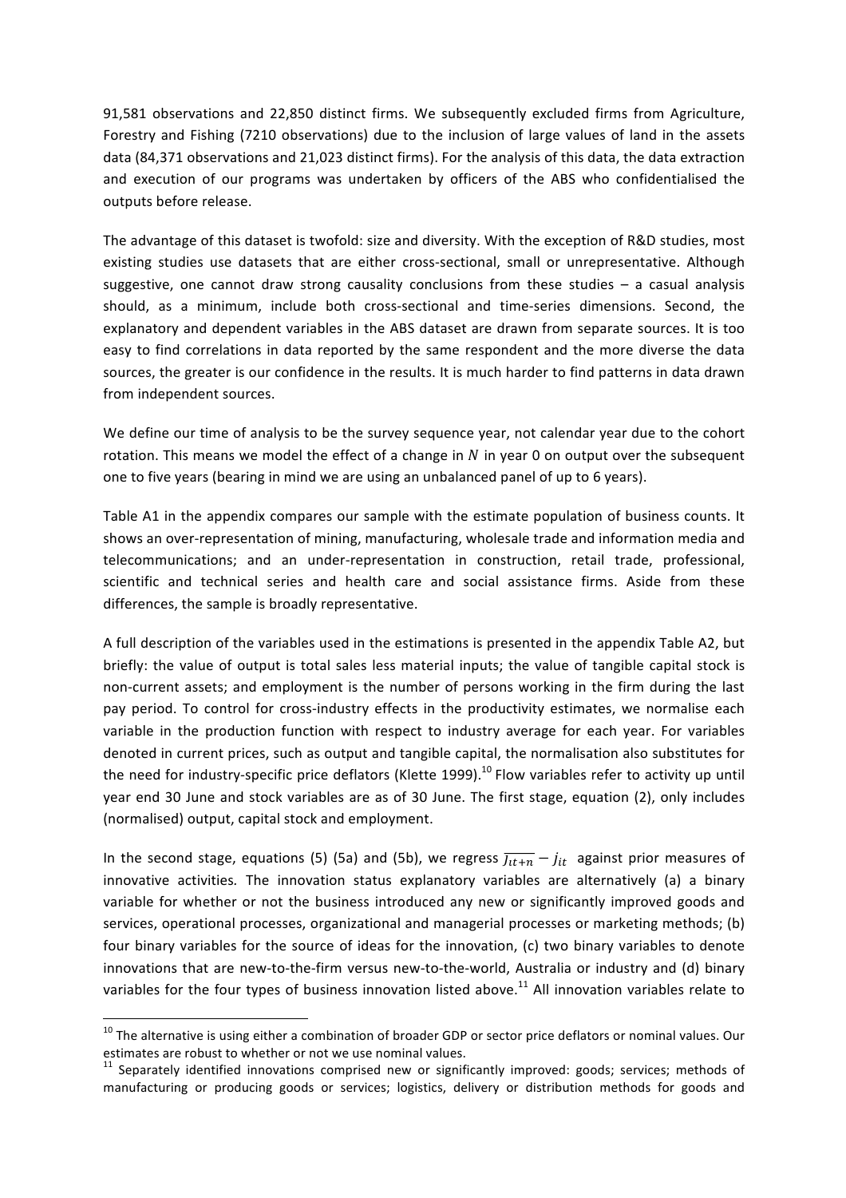91,581 observations and 22,850 distinct firms. We subsequently excluded firms from Agriculture, Forestry and Fishing (7210 observations) due to the inclusion of large values of land in the assets data (84,371 observations and 21,023 distinct firms). For the analysis of this data, the data extraction and execution of our programs was undertaken by officers of the ABS who confidentialised the outputs before release.

The advantage of this dataset is twofold: size and diversity. With the exception of R&D studies, most existing studies use datasets that are either cross-sectional, small or unrepresentative. Although suggestive, one cannot draw strong causality conclusions from these studies – a casual analysis should, as a minimum, include both cross-sectional and time-series dimensions. Second, the explanatory and dependent variables in the ABS dataset are drawn from separate sources. It is too easy to find correlations in data reported by the same respondent and the more diverse the data sources, the greater is our confidence in the results. It is much harder to find patterns in data drawn from independent sources.

We define our time of analysis to be the survey sequence year, not calendar year due to the cohort rotation. This means we model the effect of a change in $N$ in year 0 on output over the subsequent one to five years (bearing in mind we are using an unbalanced panel of up to 6 years).

Table A1 in the appendix compares our sample with the estimate population of business counts. It shows an over-representation of mining, manufacturing, wholesale trade and information media and telecommunications; and an under-representation in construction, retail trade, professional, scientific and technical series and health care and social assistance firms. Aside from these differences, the sample is broadly representative.

A full description of the variables used in the estimations is presented in the appendix Table A2, but briefly: the value of output is total sales less material inputs; the value of tangible capital stock is non-current assets; and employment is the number of persons working in the firm during the last pay period. To control for cross-industry effects in the productivity estimates, we normalise each variable in the production function with respect to industry average for each year. For variables denoted in current prices, such as output and tangible capital, the normalisation also substitutes for the need for industry-specific price deflators (Klette 1999).[10] Flow variables refer to activity up until year end 30 June and stock variables are as of 30 June. The first stage, equation (2), only includes (normalised) output, capital stock and employment.

In the second stage, equations (5) (5a) and (5b), we regress $\overline{j_{it+n}} - j_{it}$ against prior measures of innovative activities. The innovation status explanatory variables are alternatively (a) a binary variable for whether or not the business introduced any new or significantly improved goods and services, operational processes, organizational and managerial processes or marketing methods; (b) four binary variables for the source of ideas for the innovation, (c) two binary variables to denote innovations that are new-to-the-firm versus new-to-the-world, Australia or industry and (d) binary variables for the four types of business innovation listed above.[11] All innovation variables relate to

---

[10] The alternative is using either a combination of broader GDP or sector price deflators or nominal values. Our estimates are robust to whether or not we use nominal values.

[11] Separately identified innovations comprised new or significantly improved: goods; services; methods of manufacturing or producing goods or services; logistics, delivery or distribution methods for goods and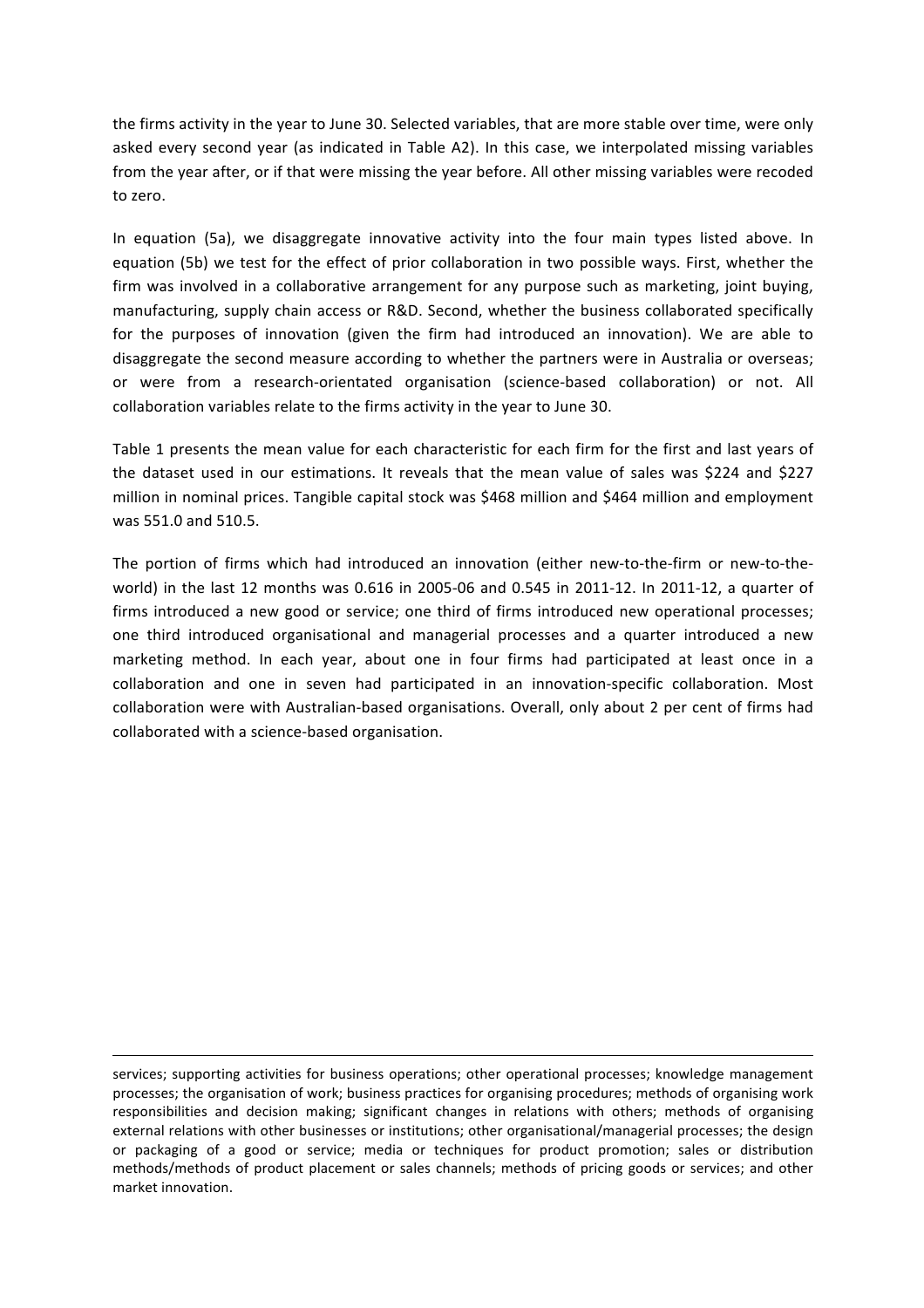the firms activity in the year to June 30. Selected variables, that are more stable over time, were only asked every second year (as indicated in Table A2). In this case, we interpolated missing variables from the year after, or if that were missing the year before. All other missing variables were recoded to zero.

In equation (5a), we disaggregate innovative activity into the four main types listed above. In equation (5b) we test for the effect of prior collaboration in two possible ways. First, whether the firm was involved in a collaborative arrangement for any purpose such as marketing, joint buying, manufacturing, supply chain access or R&D. Second, whether the business collaborated specifically for the purposes of innovation (given the firm had introduced an innovation). We are able to disaggregate the second measure according to whether the partners were in Australia or overseas; or were from a research-orientated organisation (science-based collaboration) or not. All collaboration variables relate to the firms activity in the year to June 30.

Table 1 presents the mean value for each characteristic for each firm for the first and last years of the dataset used in our estimations. It reveals that the mean value of sales was $224 and $227 million in nominal prices. Tangible capital stock was $468 million and $464 million and employment was 551.0 and 510.5.

The portion of firms which had introduced an innovation (either new-to-the-firm or new-to-the-world) in the last 12 months was 0.616 in 2005-06 and 0.545 in 2011-12. In 2011-12, a quarter of firms introduced a new good or service; one third of firms introduced new operational processes; one third introduced organisational and managerial processes and a quarter introduced a new marketing method. In each year, about one in four firms had participated at least once in a collaboration and one in seven had participated in an innovation-specific collaboration. Most collaboration were with Australian-based organisations. Overall, only about 2 per cent of firms had collaborated with a science-based organisation.

services; supporting activities for business operations; other operational processes; knowledge management processes; the organisation of work; business practices for organising procedures; methods of organising work responsibilities and decision making; significant changes in relations with others; methods of organising external relations with other businesses or institutions; other organisational/managerial processes; the design or packaging of a good or service; media or techniques for product promotion; sales or distribution methods/methods of product placement or sales channels; methods of pricing goods or services; and other market innovation.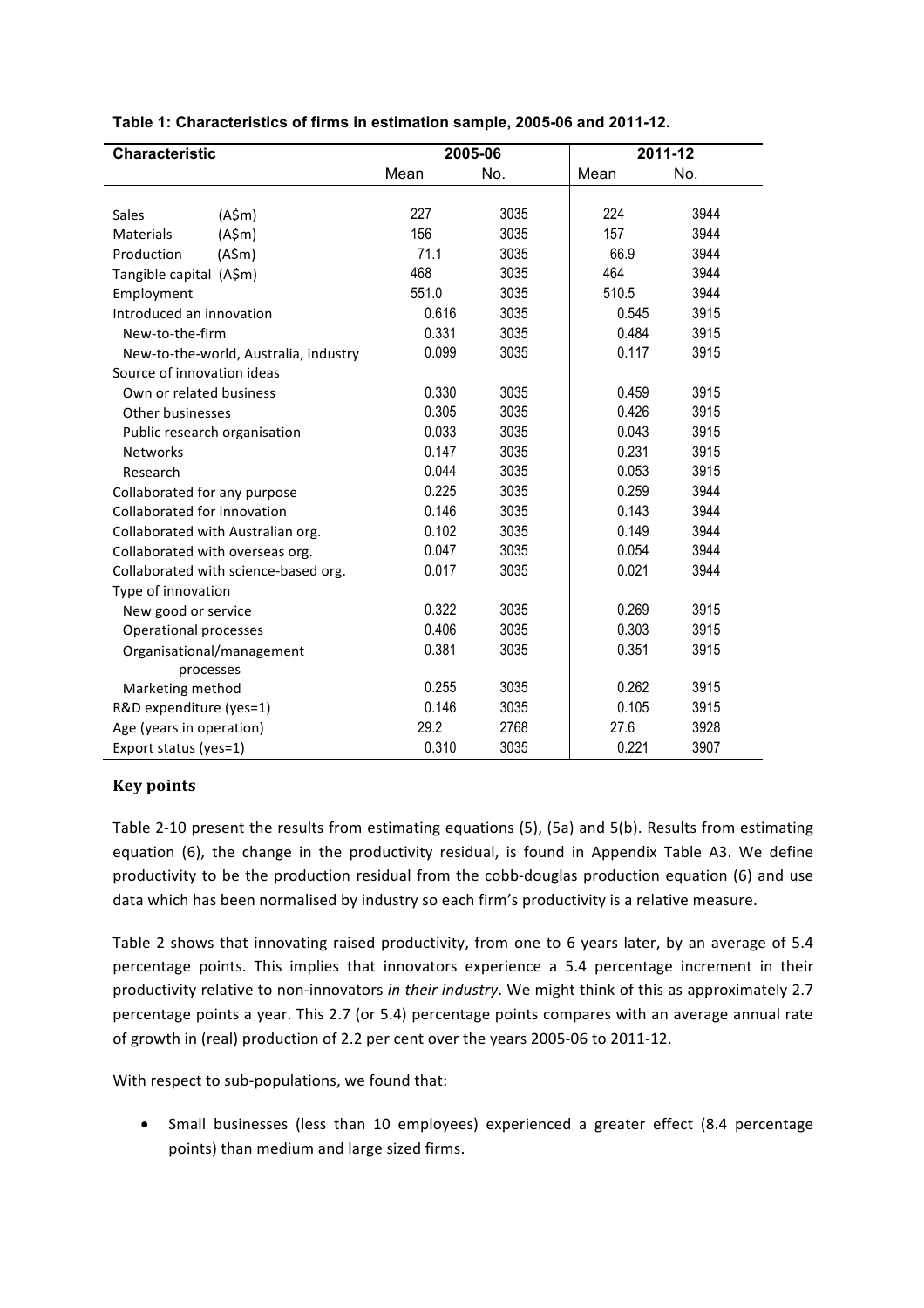**Table 1: Characteristics of firms in estimation sample, 2005-06 and 2011-12.**

| Characteristic | 2005-06 | | 2011-12 | |
|---|---|---|---|---|
| | Mean | No. | Mean | No. |
| Sales (A$m) | 227 | 3035 | 224 | 3944 |
| Materials (A$m) | 156 | 3035 | 157 | 3944 |
| Production (A$m) | 71.1 | 3035 | 66.9 | 3944 |
| Tangible capital (A$m) | 468 | 3035 | 464 | 3944 |
| Employment | 551.0 | 3035 | 510.5 | 3944 |
| Introduced an innovation | 0.616 | 3035 | 0.545 | 3915 |
| New-to-the-firm | 0.331 | 3035 | 0.484 | 3915 |
| New-to-the-world, Australia, industry | 0.099 | 3035 | 0.117 | 3915 |
| Source of innovation ideas | | | | |
| Own or related business | 0.330 | 3035 | 0.459 | 3915 |
| Other businesses | 0.305 | 3035 | 0.426 | 3915 |
| Public research organisation | 0.033 | 3035 | 0.043 | 3915 |
| Networks | 0.147 | 3035 | 0.231 | 3915 |
| Research | 0.044 | 3035 | 0.053 | 3915 |
| Collaborated for any purpose | 0.225 | 3035 | 0.259 | 3944 |
| Collaborated for innovation | 0.146 | 3035 | 0.143 | 3944 |
| Collaborated with Australian org. | 0.102 | 3035 | 0.149 | 3944 |
| Collaborated with overseas org. | 0.047 | 3035 | 0.054 | 3944 |
| Collaborated with science-based org. | 0.017 | 3035 | 0.021 | 3944 |
| Type of innovation | | | | |
| New good or service | 0.322 | 3035 | 0.269 | 3915 |
| Operational processes | 0.406 | 3035 | 0.303 | 3915 |
| Organisational/management processes | 0.381 | 3035 | 0.351 | 3915 |
| Marketing method | 0.255 | 3035 | 0.262 | 3915 |
| R&D expenditure (yes=1) | 0.146 | 3035 | 0.105 | 3915 |
| Age (years in operation) | 29.2 | 2768 | 27.6 | 3928 |
| Export status (yes=1) | 0.310 | 3035 | 0.221 | 3907 |

### Key points

Table 2-10 present the results from estimating equations (5), (5a) and 5(b). Results from estimating equation (6), the change in the productivity residual, is found in Appendix Table A3. We define productivity to be the production residual from the cobb-douglas production equation (6) and use data which has been normalised by industry so each firm's productivity is a relative measure.

Table 2 shows that innovating raised productivity, from one to 6 years later, by an average of 5.4 percentage points. This implies that innovators experience a 5.4 percentage increment in their productivity relative to non-innovators *in their industry*. We might think of this as approximately 2.7 percentage points a year. This 2.7 (or 5.4) percentage points compares with an average annual rate of growth in (real) production of 2.2 per cent over the years 2005-06 to 2011-12.

With respect to sub-populations, we found that:

- Small businesses (less than 10 employees) experienced a greater effect (8.4 percentage points) than medium and large sized firms.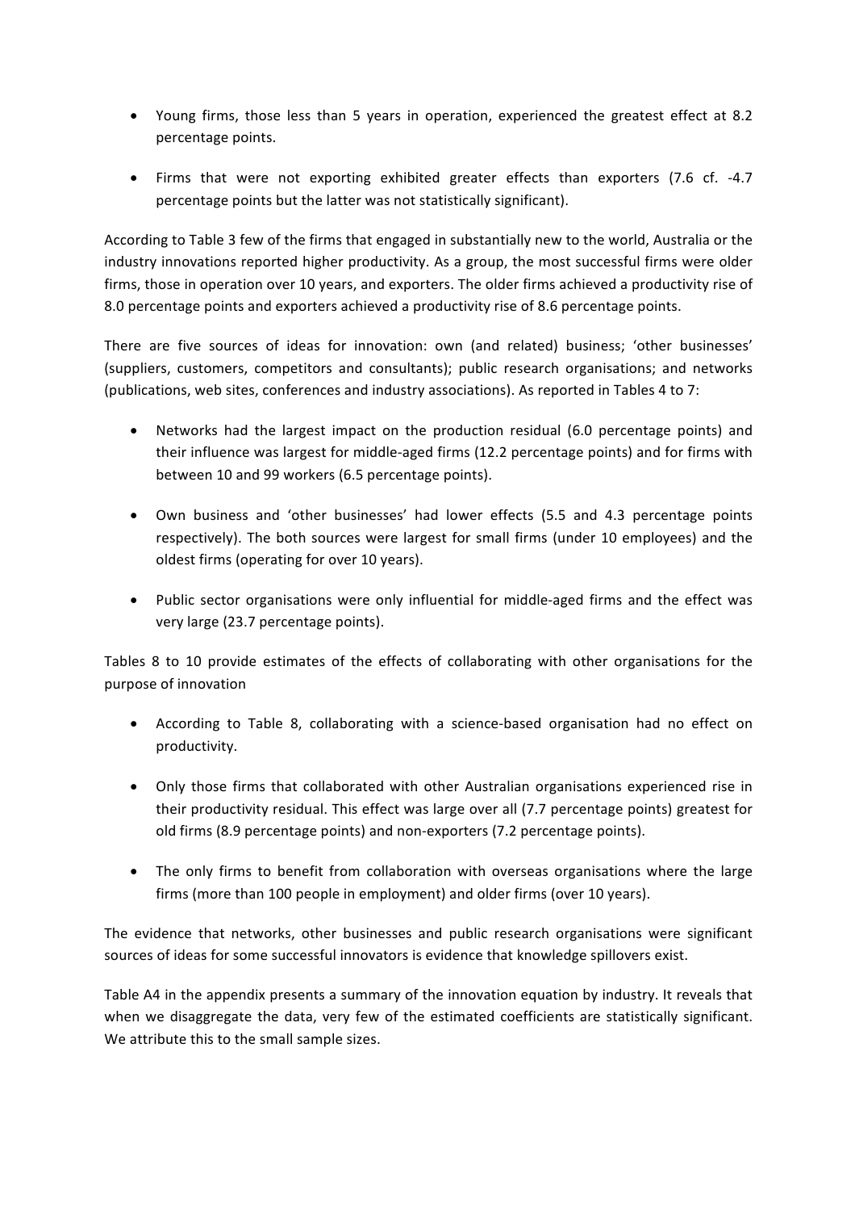- Young firms, those less than 5 years in operation, experienced the greatest effect at 8.2 percentage points.

- Firms that were not exporting exhibited greater effects than exporters (7.6 cf. -4.7 percentage points but the latter was not statistically significant).

According to Table 3 few of the firms that engaged in substantially new to the world, Australia or the industry innovations reported higher productivity. As a group, the most successful firms were older firms, those in operation over 10 years, and exporters. The older firms achieved a productivity rise of 8.0 percentage points and exporters achieved a productivity rise of 8.6 percentage points.

There are five sources of ideas for innovation: own (and related) business; 'other businesses' (suppliers, customers, competitors and consultants); public research organisations; and networks (publications, web sites, conferences and industry associations). As reported in Tables 4 to 7:

- Networks had the largest impact on the production residual (6.0 percentage points) and their influence was largest for middle-aged firms (12.2 percentage points) and for firms with between 10 and 99 workers (6.5 percentage points).

- Own business and 'other businesses' had lower effects (5.5 and 4.3 percentage points respectively). The both sources were largest for small firms (under 10 employees) and the oldest firms (operating for over 10 years).

- Public sector organisations were only influential for middle-aged firms and the effect was very large (23.7 percentage points).

Tables 8 to 10 provide estimates of the effects of collaborating with other organisations for the purpose of innovation

- According to Table 8, collaborating with a science-based organisation had no effect on productivity.

- Only those firms that collaborated with other Australian organisations experienced rise in their productivity residual. This effect was large over all (7.7 percentage points) greatest for old firms (8.9 percentage points) and non-exporters (7.2 percentage points).

- The only firms to benefit from collaboration with overseas organisations where the large firms (more than 100 people in employment) and older firms (over 10 years).

The evidence that networks, other businesses and public research organisations were significant sources of ideas for some successful innovators is evidence that knowledge spillovers exist.

Table A4 in the appendix presents a summary of the innovation equation by industry. It reveals that when we disaggregate the data, very few of the estimated coefficients are statistically significant. We attribute this to the small sample sizes.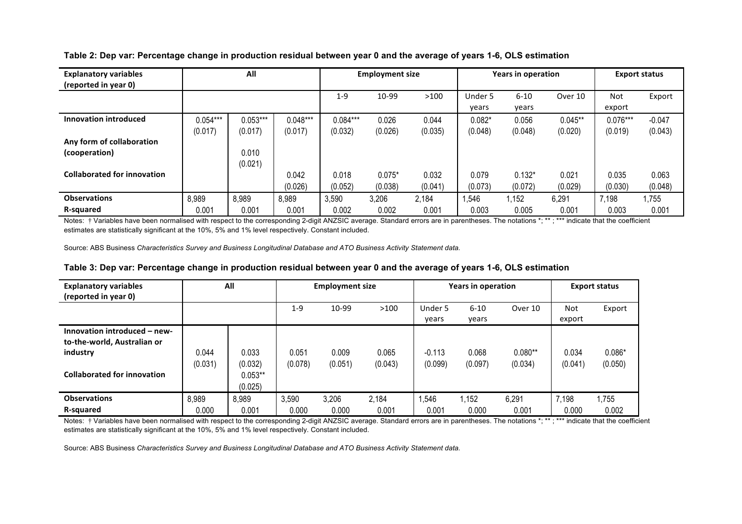**Table 2: Dep var: Percentage change in production residual between year 0 and the average of years 1-6, OLS estimation**

| Explanatory variables (reported in year 0) | All | | | Employment size | | | Years in operation | | | Export status | |
|---|---|---|---|---|---|---|---|---|---|---|---|
| | | | | 1-9 | 10-99 | >100 | Under 5 years | 6-10 years | Over 10 | Not export | Export |
| **Innovation introduced** | 0.054*** | 0.053*** | 0.048*** | 0.084*** | 0.026 | 0.044 | 0.082* | 0.056 | 0.045** | 0.076*** | -0.047 |
| | (0.017) | (0.017) | (0.017) | (0.032) | (0.026) | (0.035) | (0.048) | (0.048) | (0.020) | (0.019) | (0.043) |
| **Any form of collaboration (cooperation)** | | 0.010 | | | | | | | | | |
| | | (0.021) | | | | | | | | | |
| **Collaborated for innovation** | | | 0.042 | 0.018 | 0.075* | 0.032 | 0.079 | 0.132* | 0.021 | 0.035 | 0.063 |
| | | | (0.026) | (0.052) | (0.038) | (0.041) | (0.073) | (0.072) | (0.029) | (0.030) | (0.048) |
| **Observations** | 8,989 | 8,989 | 8,989 | 3,590 | 3,206 | 2,184 | 1,546 | 1,152 | 6,291 | 7,198 | 1,755 |
| **R-squared** | 0.001 | 0.001 | 0.001 | 0.002 | 0.002 | 0.001 | 0.003 | 0.005 | 0.001 | 0.003 | 0.001 |

Notes: † Variables have been normalised with respect to the corresponding 2-digit ANZSIC average. Standard errors are in parentheses. The notations *; ** ; *** indicate that the coefficient estimates are statistically significant at the 10%, 5% and 1% level respectively. Constant included.

Source: ABS Business *Characteristics Survey and Business Longitudinal Database and ATO Business Activity Statement data.*

**Table 3: Dep var: Percentage change in production residual between year 0 and the average of years 1-6, OLS estimation**

| Explanatory variables (reported in year 0) | All | | Employment size | | | Years in operation | | | Export status | |
|---|---|---|---|---|---|---|---|---|---|---|
| | | | 1-9 | 10-99 | >100 | Under 5 years | 6-10 years | Over 10 | Not export | Export |
| **Innovation introduced – new-to-the-world, Australian or industry** | 0.044 | 0.033 | 0.051 | 0.009 | 0.065 | -0.113 | 0.068 | 0.080** | 0.034 | 0.086* |
| | (0.031) | (0.032) | (0.078) | (0.051) | (0.043) | (0.099) | (0.097) | (0.034) | (0.041) | (0.050) |
| **Collaborated for innovation** | | 0.053** | | | | | | | | |
| | | (0.025) | | | | | | | | |
| **Observations** | 8,989 | 8,989 | 3,590 | 3,206 | 2,184 | 1,546 | 1,152 | 6,291 | 7,198 | 1,755 |
| **R-squared** | 0.000 | 0.001 | 0.000 | 0.000 | 0.001 | 0.001 | 0.000 | 0.001 | 0.000 | 0.002 |

Notes: † Variables have been normalised with respect to the corresponding 2-digit ANZSIC average. Standard errors are in parentheses. The notations *; ** ; *** indicate that the coefficient estimates are statistically significant at the 10%, 5% and 1% level respectively. Constant included.

Source: ABS Business *Characteristics Survey and Business Longitudinal Database and ATO Business Activity Statement data.*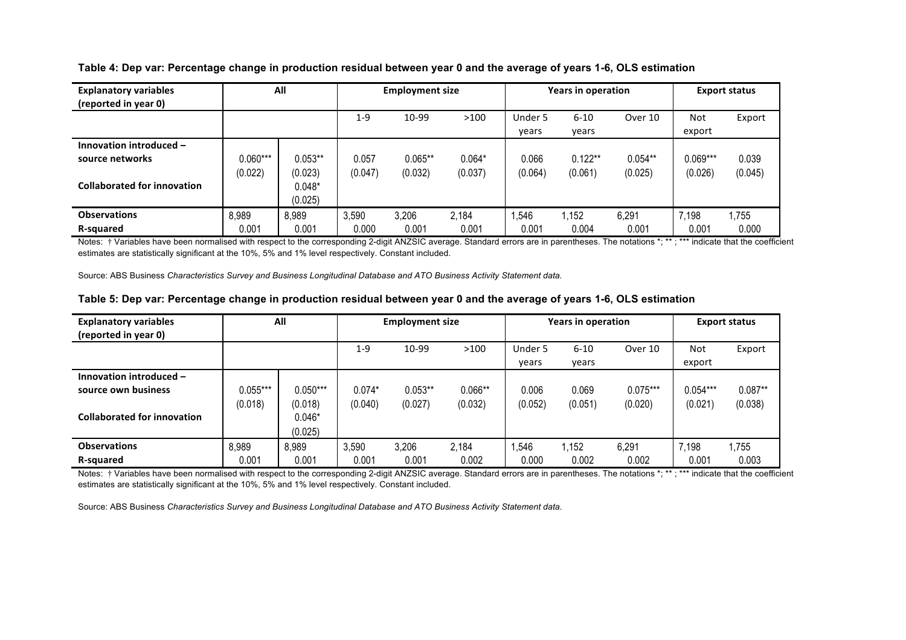**Table 4: Dep var: Percentage change in production residual between year 0 and the average of years 1-6, OLS estimation**

| Explanatory variables (reported in year 0) | All | | Employment size | | | Years in operation | | | Export status | |
|---|---|---|---|---|---|---|---|---|---|---|
| | | | 1-9 | 10-99 | >100 | Under 5 years | 6-10 years | Over 10 | Not export | Export |
| **Innovation introduced – source networks** | 0.060*** | 0.053** | 0.057 | 0.065** | 0.064* | 0.066 | 0.122** | 0.054** | 0.069*** | 0.039 |
| | (0.022) | (0.023) | (0.047) | (0.032) | (0.037) | (0.064) | (0.061) | (0.025) | (0.026) | (0.045) |
| **Collaborated for innovation** | | 0.048* | | | | | | | | |
| | | (0.025) | | | | | | | | |
| **Observations** | 8,989 | 8,989 | 3,590 | 3,206 | 2,184 | 1,546 | 1,152 | 6,291 | 7,198 | 1,755 |
| **R-squared** | 0.001 | 0.001 | 0.000 | 0.001 | 0.001 | 0.001 | 0.004 | 0.001 | 0.001 | 0.000 |

Notes: † Variables have been normalised with respect to the corresponding 2-digit ANZSIC average. Standard errors are in parentheses. The notations *; ** ; *** indicate that the coefficient estimates are statistically significant at the 10%, 5% and 1% level respectively. Constant included.

Source: ABS Business *Characteristics Survey and Business Longitudinal Database and ATO Business Activity Statement data.*

**Table 5: Dep var: Percentage change in production residual between year 0 and the average of years 1-6, OLS estimation**

| Explanatory variables (reported in year 0) | All | | Employment size | | | Years in operation | | | Export status | |
|---|---|---|---|---|---|---|---|---|---|---|
| | | | 1-9 | 10-99 | >100 | Under 5 years | 6-10 years | Over 10 | Not export | Export |
| **Innovation introduced – source own business** | 0.055*** | 0.050*** | 0.074* | 0.053** | 0.066** | 0.006 | 0.069 | 0.075*** | 0.054*** | 0.087** |
| | (0.018) | (0.018) | (0.040) | (0.027) | (0.032) | (0.052) | (0.051) | (0.020) | (0.021) | (0.038) |
| **Collaborated for innovation** | | 0.046* | | | | | | | | |
| | | (0.025) | | | | | | | | |
| **Observations** | 8,989 | 8,989 | 3,590 | 3,206 | 2,184 | 1,546 | 1,152 | 6,291 | 7,198 | 1,755 |
| **R-squared** | 0.001 | 0.001 | 0.001 | 0.001 | 0.002 | 0.000 | 0.002 | 0.002 | 0.001 | 0.003 |

Notes: † Variables have been normalised with respect to the corresponding 2-digit ANZSIC average. Standard errors are in parentheses. The notations *; ** ; *** indicate that the coefficient estimates are statistically significant at the 10%, 5% and 1% level respectively. Constant included.

Source: ABS Business *Characteristics Survey and Business Longitudinal Database and ATO Business Activity Statement data.*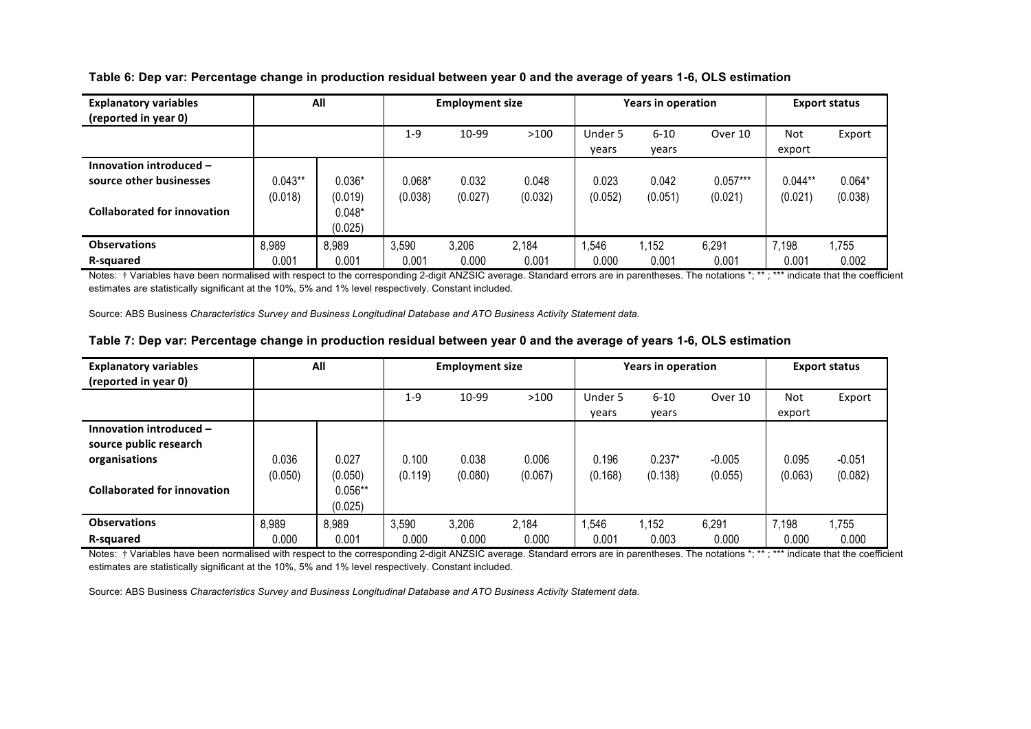**Table 6: Dep var: Percentage change in production residual between year 0 and the average of years 1-6, OLS estimation**

| Explanatory variables (reported in year 0) | All | | Employment size | | | Years in operation | | | Export status | |
|---|---|---|---|---|---|---|---|---|---|---|
| | | | 1-9 | 10-99 | >100 | Under 5 years | 6-10 years | Over 10 | Not export | Export |
| **Innovation introduced – source other businesses** | 0.043** | 0.036* | 0.068* | 0.032 | 0.048 | 0.023 | 0.042 | 0.057*** | 0.044** | 0.064* |
| | (0.018) | (0.019) | (0.038) | (0.027) | (0.032) | (0.052) | (0.051) | (0.021) | (0.021) | (0.038) |
| **Collaborated for innovation** | | 0.048* | | | | | | | | |
| | | (0.025) | | | | | | | | |
| **Observations** | 8,989 | 8,989 | 3,590 | 3,206 | 2,184 | 1,546 | 1,152 | 6,291 | 7,198 | 1,755 |
| **R-squared** | 0.001 | 0.001 | 0.001 | 0.000 | 0.001 | 0.000 | 0.001 | 0.001 | 0.001 | 0.002 |

Notes: † Variables have been normalised with respect to the corresponding 2-digit ANZSIC average. Standard errors are in parentheses. The notations *; ** ; *** indicate that the coefficient estimates are statistically significant at the 10%, 5% and 1% level respectively. Constant included.

Source: ABS Business *Characteristics Survey and Business Longitudinal Database and ATO Business Activity Statement data.*

**Table 7: Dep var: Percentage change in production residual between year 0 and the average of years 1-6, OLS estimation**

| Explanatory variables (reported in year 0) | All | | Employment size | | | Years in operation | | | Export status | |
|---|---|---|---|---|---|---|---|---|---|---|
| | | | 1-9 | 10-99 | >100 | Under 5 years | 6-10 years | Over 10 | Not export | Export |
| **Innovation introduced – source public research organisations** | 0.036 | 0.027 | 0.100 | 0.038 | 0.006 | 0.196 | 0.237* | -0.005 | 0.095 | -0.051 |
| | (0.050) | (0.050) | (0.119) | (0.080) | (0.067) | (0.168) | (0.138) | (0.055) | (0.063) | (0.082) |
| **Collaborated for innovation** | | 0.056** | | | | | | | | |
| | | (0.025) | | | | | | | | |
| **Observations** | 8,989 | 8,989 | 3,590 | 3,206 | 2,184 | 1,546 | 1,152 | 6,291 | 7,198 | 1,755 |
| **R-squared** | 0.000 | 0.001 | 0.000 | 0.000 | 0.000 | 0.001 | 0.003 | 0.000 | 0.000 | 0.000 |

Notes: † Variables have been normalised with respect to the corresponding 2-digit ANZSIC average. Standard errors are in parentheses. The notations *; ** ; *** indicate that the coefficient estimates are statistically significant at the 10%, 5% and 1% level respectively. Constant included.

Source: ABS Business *Characteristics Survey and Business Longitudinal Database and ATO Business Activity Statement data.*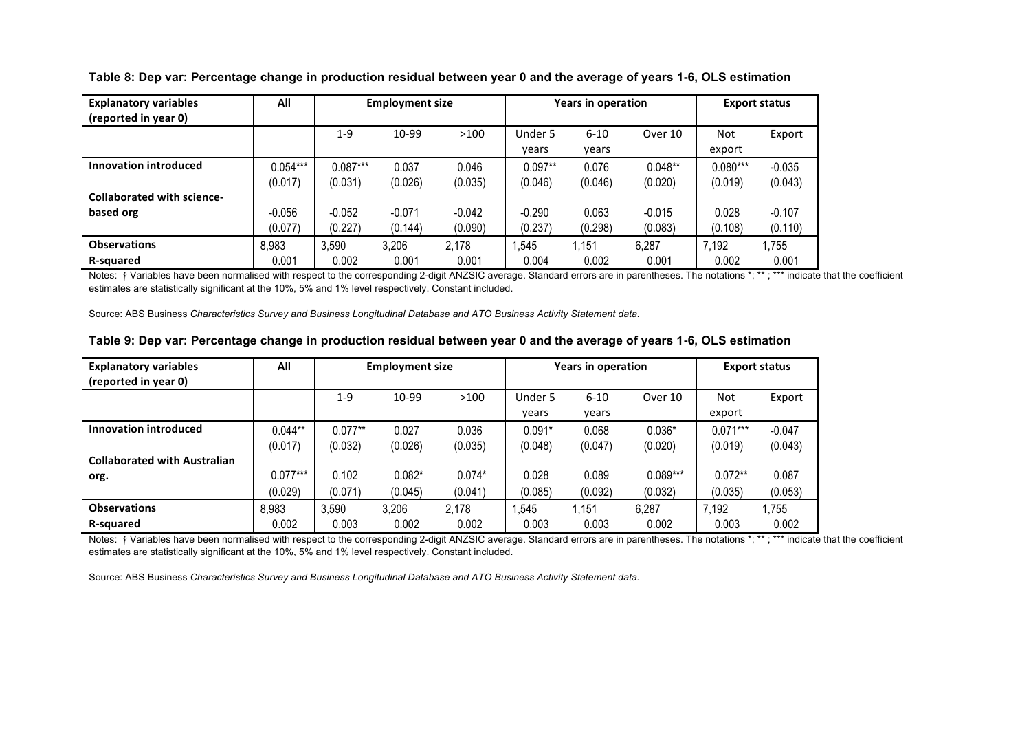**Table 8: Dep var: Percentage change in production residual between year 0 and the average of years 1-6, OLS estimation**

| Explanatory variables (reported in year 0) | All | Employment size | | | Years in operation | | | Export status | |
|---|---|---|---|---|---|---|---|---|---|
| | | 1-9 | 10-99 | >100 | Under 5 years | 6-10 years | Over 10 | Not export | Export |
| **Innovation introduced** | 0.054*** | 0.087*** | 0.037 | 0.046 | 0.097** | 0.076 | 0.048** | 0.080*** | -0.035 |
| | (0.017) | (0.031) | (0.026) | (0.035) | (0.046) | (0.046) | (0.020) | (0.019) | (0.043) |
| **Collaborated with science-based org** | -0.056 | -0.052 | -0.071 | -0.042 | -0.290 | 0.063 | -0.015 | 0.028 | -0.107 |
| | (0.077) | (0.227) | (0.144) | (0.090) | (0.237) | (0.298) | (0.083) | (0.108) | (0.110) |
| **Observations** | 8,983 | 3,590 | 3,206 | 2,178 | 1,545 | 1,151 | 6,287 | 7,192 | 1,755 |
| **R-squared** | 0.001 | 0.002 | 0.001 | 0.001 | 0.004 | 0.002 | 0.001 | 0.002 | 0.001 |

Notes: † Variables have been normalised with respect to the corresponding 2-digit ANZSIC average. Standard errors are in parentheses. The notations *; ** ; *** indicate that the coefficient estimates are statistically significant at the 10%, 5% and 1% level respectively. Constant included.

Source: ABS Business *Characteristics Survey and Business Longitudinal Database and ATO Business Activity Statement data.*

**Table 9: Dep var: Percentage change in production residual between year 0 and the average of years 1-6, OLS estimation**

| Explanatory variables (reported in year 0) | All | Employment size | | | Years in operation | | | Export status | |
|---|---|---|---|---|---|---|---|---|---|
| | | 1-9 | 10-99 | >100 | Under 5 years | 6-10 years | Over 10 | Not export | Export |
| **Innovation introduced** | 0.044** | 0.077** | 0.027 | 0.036 | 0.091* | 0.068 | 0.036* | 0.071*** | -0.047 |
| | (0.017) | (0.032) | (0.026) | (0.035) | (0.048) | (0.047) | (0.020) | (0.019) | (0.043) |
| **Collaborated with Australian org.** | 0.077*** | 0.102 | 0.082* | 0.074* | 0.028 | 0.089 | 0.089*** | 0.072** | 0.087 |
| | (0.029) | (0.071) | (0.045) | (0.041) | (0.085) | (0.092) | (0.032) | (0.035) | (0.053) |
| **Observations** | 8,983 | 3,590 | 3,206 | 2,178 | 1,545 | 1,151 | 6,287 | 7,192 | 1,755 |
| **R-squared** | 0.002 | 0.003 | 0.002 | 0.002 | 0.003 | 0.003 | 0.002 | 0.003 | 0.002 |

Notes: † Variables have been normalised with respect to the corresponding 2-digit ANZSIC average. Standard errors are in parentheses. The notations *; ** ; *** indicate that the coefficient estimates are statistically significant at the 10%, 5% and 1% level respectively. Constant included.

Source: ABS Business *Characteristics Survey and Business Longitudinal Database and ATO Business Activity Statement data.*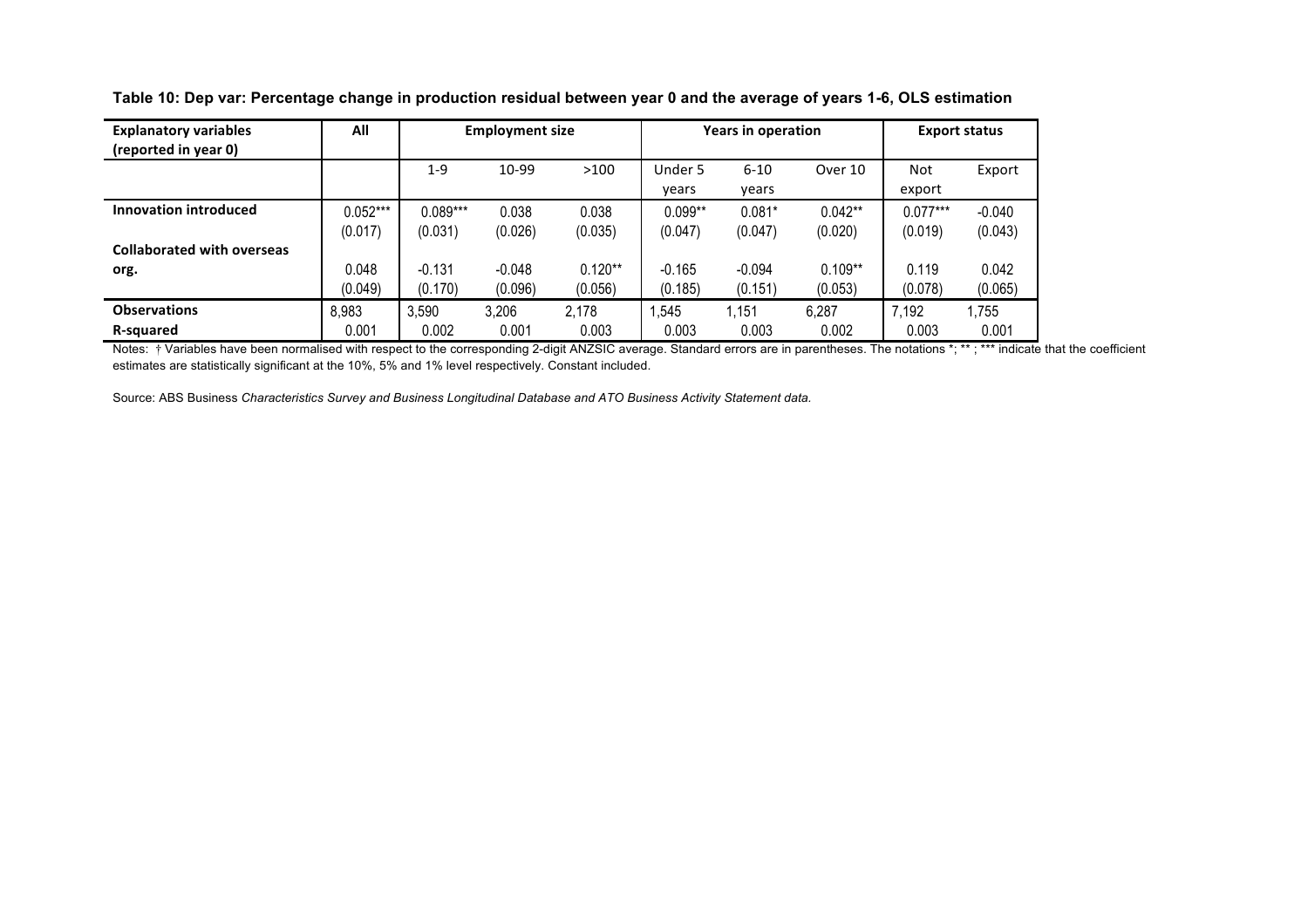**Table 10: Dep var: Percentage change in production residual between year 0 and the average of years 1-6, OLS estimation**

| Explanatory variables (reported in year 0) | All | Employment size | | | Years in operation | | | Export status | |
|---|---|---|---|---|---|---|---|---|---|
| | | 1-9 | 10-99 | >100 | Under 5 years | 6-10 years | Over 10 | Not export | Export |
| **Innovation introduced** | 0.052*** | 0.089*** | 0.038 | 0.038 | 0.099** | 0.081* | 0.042** | 0.077*** | -0.040 |
| | (0.017) | (0.031) | (0.026) | (0.035) | (0.047) | (0.047) | (0.020) | (0.019) | (0.043) |
| **Collaborated with overseas org.** | 0.048 | -0.131 | -0.048 | 0.120** | -0.165 | -0.094 | 0.109** | 0.119 | 0.042 |
| | (0.049) | (0.170) | (0.096) | (0.056) | (0.185) | (0.151) | (0.053) | (0.078) | (0.065) |
| **Observations** | 8,983 | 3,590 | 3,206 | 2,178 | 1,545 | 1,151 | 6,287 | 7,192 | 1,755 |
| **R-squared** | 0.001 | 0.002 | 0.001 | 0.003 | 0.003 | 0.003 | 0.002 | 0.003 | 0.001 |

Notes: † Variables have been normalised with respect to the corresponding 2-digit ANZSIC average. Standard errors are in parentheses. The notations *; ** ; *** indicate that the coefficient estimates are statistically significant at the 10%, 5% and 1% level respectively. Constant included.

Source: ABS Business *Characteristics Survey and Business Longitudinal Database and ATO Business Activity Statement data.*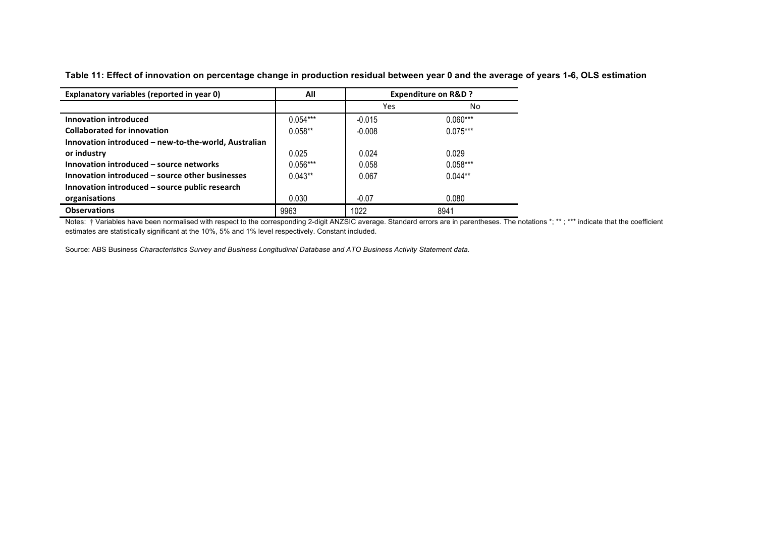**Table 11: Effect of innovation on percentage change in production residual between year 0 and the average of years 1-6, OLS estimation**

| Explanatory variables (reported in year 0) | All | Expenditure on R&D ? | |
|---|---|---|---|
| | | Yes | No |
| **Innovation introduced** | 0.054*** | -0.015 | 0.060*** |
| **Collaborated for innovation** | 0.058** | -0.008 | 0.075*** |
| **Innovation introduced – new-to-the-world, Australian or industry** | 0.025 | 0.024 | 0.029 |
| **Innovation introduced – source networks** | 0.056*** | 0.058 | 0.058*** |
| **Innovation introduced – source other businesses** | 0.043** | 0.067 | 0.044** |
| **Innovation introduced – source public research organisations** | 0.030 | -0.07 | 0.080 |
| **Observations** | 9963 | 1022 | 8941 |

Notes: † Variables have been normalised with respect to the corresponding 2-digit ANZSIC average. Standard errors are in parentheses. The notations *; ** ; *** indicate that the coefficient estimates are statistically significant at the 10%, 5% and 1% level respectively. Constant included.

Source: ABS Business *Characteristics Survey and Business Longitudinal Database and ATO Business Activity Statement data.*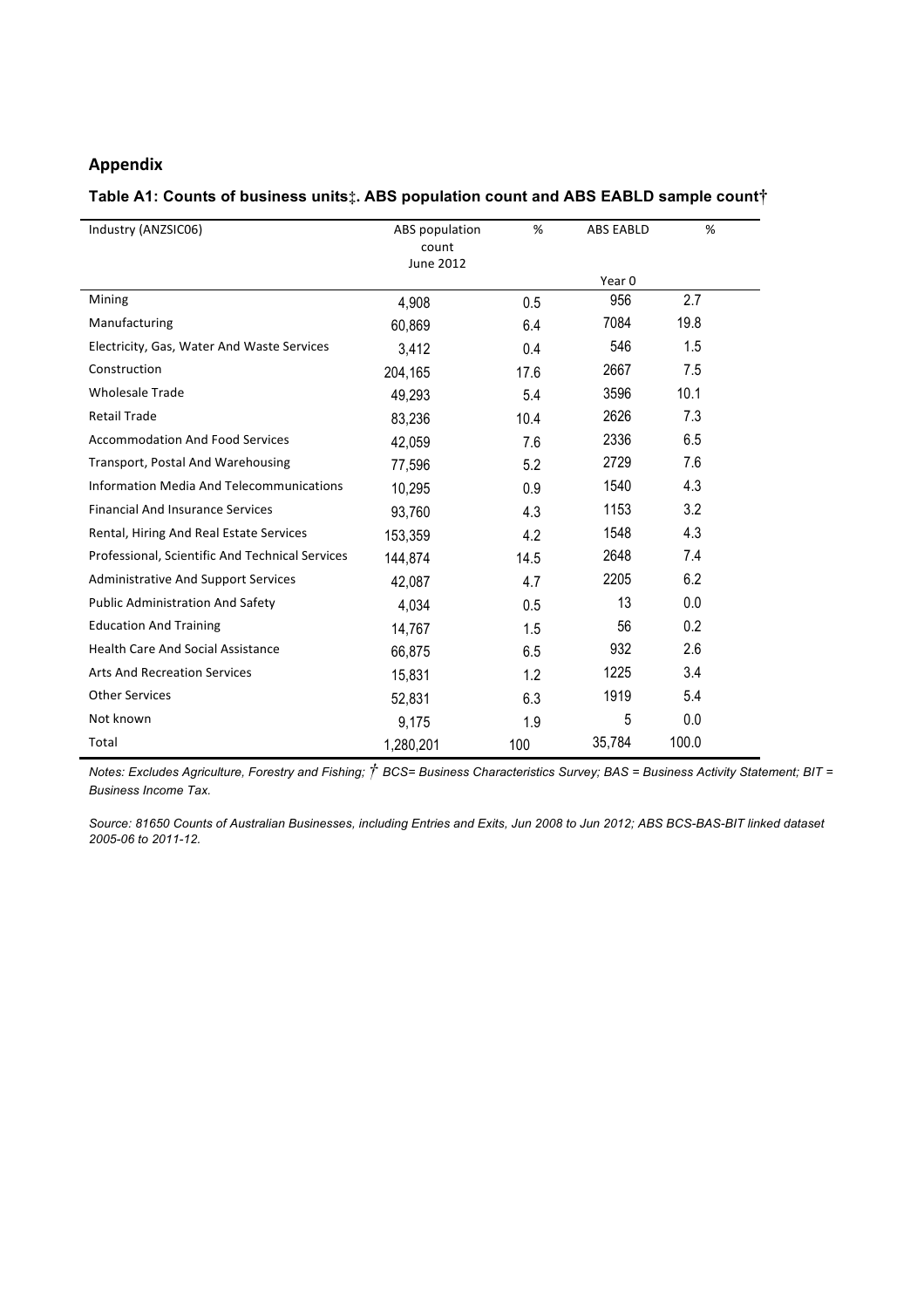## Appendix

**Table A1: Counts of business units‡. ABS population count and ABS EABLD sample count†**

| Industry (ANZSIC06) | ABS population count June 2012 | % | ABS EABLD Year 0 | % |
|---|---|---|---|---|
| Mining | 4,908 | 0.5 | 956 | 2.7 |
| Manufacturing | 60,869 | 6.4 | 7084 | 19.8 |
| Electricity, Gas, Water And Waste Services | 3,412 | 0.4 | 546 | 1.5 |
| Construction | 204,165 | 17.6 | 2667 | 7.5 |
| Wholesale Trade | 49,293 | 5.4 | 3596 | 10.1 |
| Retail Trade | 83,236 | 10.4 | 2626 | 7.3 |
| Accommodation And Food Services | 42,059 | 7.6 | 2336 | 6.5 |
| Transport, Postal And Warehousing | 77,596 | 5.2 | 2729 | 7.6 |
| Information Media And Telecommunications | 10,295 | 0.9 | 1540 | 4.3 |
| Financial And Insurance Services | 93,760 | 4.3 | 1153 | 3.2 |
| Rental, Hiring And Real Estate Services | 153,359 | 4.2 | 1548 | 4.3 |
| Professional, Scientific And Technical Services | 144,874 | 14.5 | 2648 | 7.4 |
| Administrative And Support Services | 42,087 | 4.7 | 2205 | 6.2 |
| Public Administration And Safety | 4,034 | 0.5 | 13 | 0.0 |
| Education And Training | 14,767 | 1.5 | 56 | 0.2 |
| Health Care And Social Assistance | 66,875 | 6.5 | 932 | 2.6 |
| Arts And Recreation Services | 15,831 | 1.2 | 1225 | 3.4 |
| Other Services | 52,831 | 6.3 | 1919 | 5.4 |
| Not known | 9,175 | 1.9 | 5 | 0.0 |
| Total | 1,280,201 | 100 | 35,784 | 100.0 |

*Notes: Excludes Agriculture, Forestry and Fishing; † BCS= Business Characteristics Survey; BAS = Business Activity Statement; BIT = Business Income Tax.*

*Source: 81650 Counts of Australian Businesses, including Entries and Exits, Jun 2008 to Jun 2012; ABS BCS-BAS-BIT linked dataset 2005-06 to 2011-12.*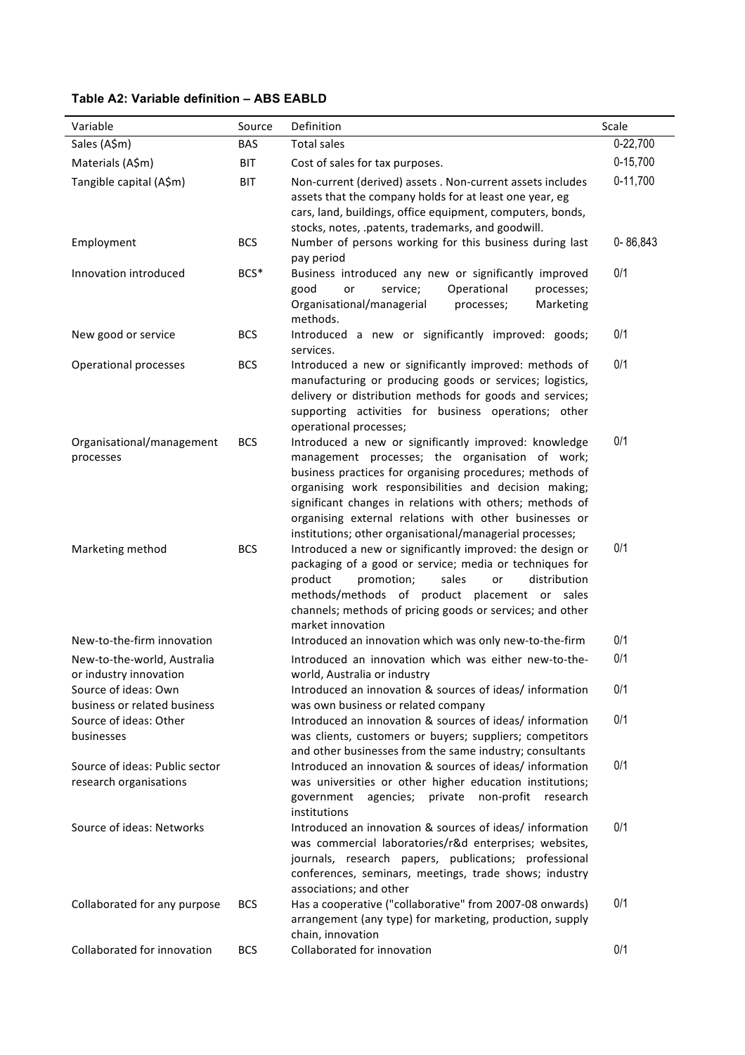**Table A2: Variable definition – ABS EABLD**

| Variable | Source | Definition | Scale |
|---|---|---|---|
| Sales (A$m) | BAS | Total sales | 0-22,700 |
| Materials (A$m) | BIT | Cost of sales for tax purposes. | 0-15,700 |
| Tangible capital (A$m) | BIT | Non-current (derived) assets . Non-current assets includes assets that the company holds for at least one year, eg cars, land, buildings, office equipment, computers, bonds, stocks, notes, .patents, trademarks, and goodwill. | 0-11,700 |
| Employment | BCS | Number of persons working for this business during last pay period | 0- 86,843 |
| Innovation introduced | BCS* | Business introduced any new or significantly improved good or service; Operational processes; Organisational/managerial processes; Marketing methods. | 0/1 |
| New good or service | BCS | Introduced a new or significantly improved: goods; services. | 0/1 |
| Operational processes | BCS | Introduced a new or significantly improved: methods of manufacturing or producing goods or services; logistics, delivery or distribution methods for goods and services; supporting activities for business operations; other operational processes; | 0/1 |
| Organisational/management processes | BCS | Introduced a new or significantly improved: knowledge management processes; the organisation of work; business practices for organising procedures; methods of organising work responsibilities and decision making; significant changes in relations with others; methods of organising external relations with other businesses or institutions; other organisational/managerial processes; | 0/1 |
| Marketing method | BCS | Introduced a new or significantly improved: the design or packaging of a good or service; media or techniques for product promotion; sales or distribution methods/methods of product placement or sales channels; methods of pricing goods or services; and other market innovation | 0/1 |
| New-to-the-firm innovation | | Introduced an innovation which was only new-to-the-firm | 0/1 |
| New-to-the-world, Australia or industry innovation | | Introduced an innovation which was either new-to-the-world, Australia or industry | 0/1 |
| Source of ideas: Own business or related business | | Introduced an innovation & sources of ideas/ information was own business or related company | 0/1 |
| Source of ideas: Other businesses | | Introduced an innovation & sources of ideas/ information was clients, customers or buyers; suppliers; competitors and other businesses from the same industry; consultants | 0/1 |
| Source of ideas: Public sector research organisations | | Introduced an innovation & sources of ideas/ information was universities or other higher education institutions; government agencies; private non-profit research institutions | 0/1 |
| Source of ideas: Networks | | Introduced an innovation & sources of ideas/ information was commercial laboratories/r&d enterprises; websites, journals, research papers, publications; professional conferences, seminars, meetings, trade shows; industry associations; and other | 0/1 |
| Collaborated for any purpose | BCS | Has a cooperative ("collaborative" from 2007-08 onwards) arrangement (any type) for marketing, production, supply chain, innovation | 0/1 |
| Collaborated for innovation | BCS | Collaborated for innovation | 0/1 |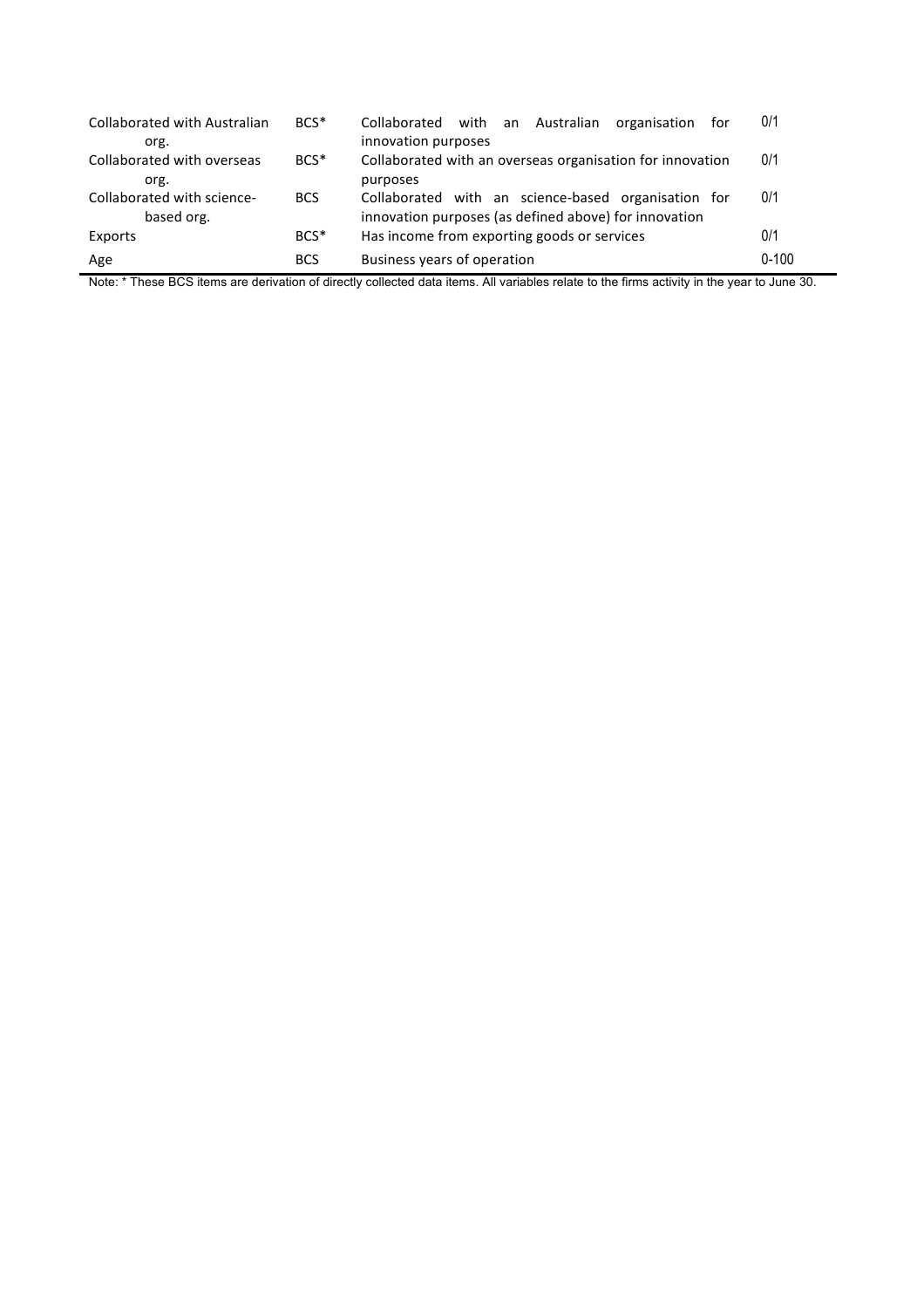| | | | |
|---|---|---|---|
| Collaborated with Australian org. | BCS* | Collaborated with an Australian organisation for innovation purposes | 0/1 |
| Collaborated with overseas org. | BCS* | Collaborated with an overseas organisation for innovation purposes | 0/1 |
| Collaborated with science-based org. | BCS | Collaborated with an science-based organisation for innovation purposes (as defined above) for innovation | 0/1 |
| Exports | BCS* | Has income from exporting goods or services | 0/1 |
| Age | BCS | Business years of operation | 0-100 |

Note: * These BCS items are derivation of directly collected data items. All variables relate to the firms activity in the year to June 30.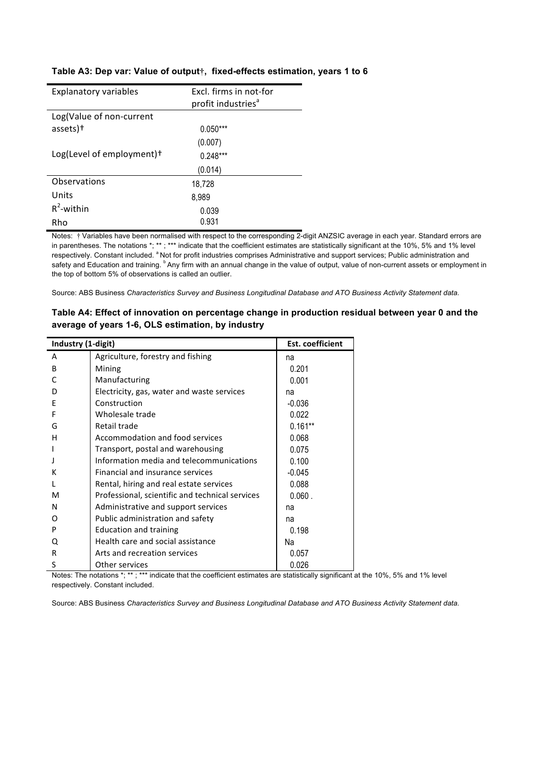**Table A3: Dep var: Value of output†, fixed-effects estimation, years 1 to 6**

| Explanatory variables | Excl. firms in not-for profit industries[a] |
|---|---|
| Log(Value of non-current assets)† | 0.050*** |
| | (0.007) |
| Log(Level of employment)† | 0.248*** |
| | (0.014) |
| Observations | 18,728 |
| Units | 8,989 |
| $R^2$-within | 0.039 |
| Rho | 0.931 |

Notes: † Variables have been normalised with respect to the corresponding 2-digit ANZSIC average in each year. Standard errors are in parentheses. The notations *; ** ; *** indicate that the coefficient estimates are statistically significant at the 10%, 5% and 1% level respectively. Constant included. [a] Not for profit industries comprises Administrative and support services; Public administration and safety and Education and training. [b] Any firm with an annual change in the value of output, value of non-current assets or employment in the top of bottom 5% of observations is called an outlier.

Source: ABS Business *Characteristics Survey and Business Longitudinal Database and ATO Business Activity Statement data.*

**Table A4: Effect of innovation on percentage change in production residual between year 0 and the average of years 1-6, OLS estimation, by industry**

| Industry (1-digit) | | Est. coefficient |
|---|---|---|
| A | Agriculture, forestry and fishing | na |
| B | Mining | 0.201 |
| C | Manufacturing | 0.001 |
| D | Electricity, gas, water and waste services | na |
| E | Construction | -0.036 |
| F | Wholesale trade | 0.022 |
| G | Retail trade | 0.161** |
| H | Accommodation and food services | 0.068 |
| I | Transport, postal and warehousing | 0.075 |
| J | Information media and telecommunications | 0.100 |
| K | Financial and insurance services | -0.045 |
| L | Rental, hiring and real estate services | 0.088 |
| M | Professional, scientific and technical services | 0.060 . |
| N | Administrative and support services | na |
| O | Public administration and safety | na |
| P | Education and training | 0.198 |
| Q | Health care and social assistance | Na |
| R | Arts and recreation services | 0.057 |
| S | Other services | 0.026 |

Notes: The notations *; ** ; *** indicate that the coefficient estimates are statistically significant at the 10%, 5% and 1% level respectively. Constant included.

Source: ABS Business *Characteristics Survey and Business Longitudinal Database and ATO Business Activity Statement data.*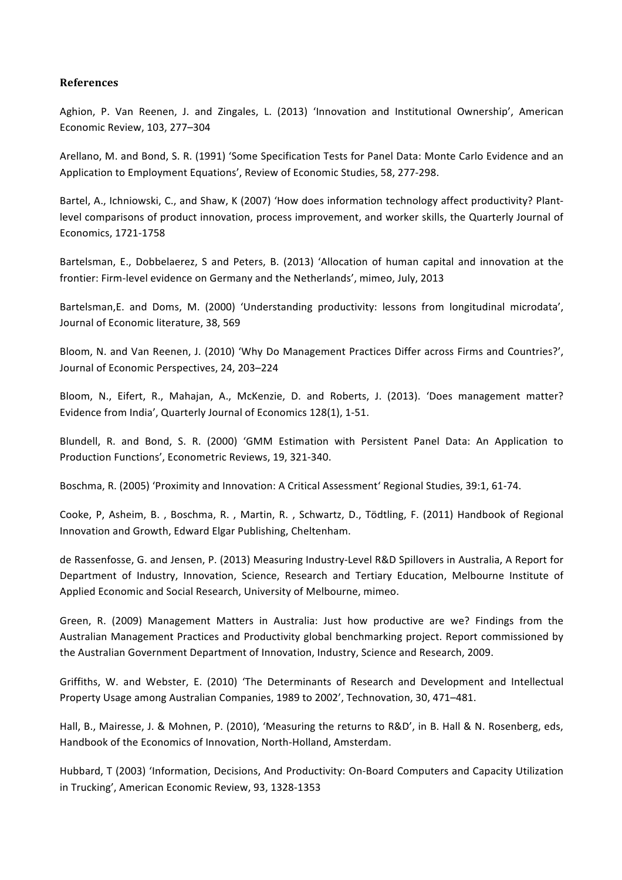**References**

Aghion, P. Van Reenen, J. and Zingales, L. (2013) 'Innovation and Institutional Ownership', American Economic Review, 103, 277–304

Arellano, M. and Bond, S. R. (1991) 'Some Specification Tests for Panel Data: Monte Carlo Evidence and an Application to Employment Equations', Review of Economic Studies, 58, 277-298.

Bartel, A., Ichniowski, C., and Shaw, K (2007) 'How does information technology affect productivity? Plant-level comparisons of product innovation, process improvement, and worker skills, the Quarterly Journal of Economics, 1721-1758

Bartelsman, E., Dobbelaerez, S and Peters, B. (2013) 'Allocation of human capital and innovation at the frontier: Firm-level evidence on Germany and the Netherlands', mimeo, July, 2013

Bartelsman,E. and Doms, M. (2000) 'Understanding productivity: lessons from longitudinal microdata', Journal of Economic literature, 38, 569

Bloom, N. and Van Reenen, J. (2010) 'Why Do Management Practices Differ across Firms and Countries?', Journal of Economic Perspectives, 24, 203–224

Bloom, N., Eifert, R., Mahajan, A., McKenzie, D. and Roberts, J. (2013). 'Does management matter? Evidence from India', Quarterly Journal of Economics 128(1), 1-51.

Blundell, R. and Bond, S. R. (2000) 'GMM Estimation with Persistent Panel Data: An Application to Production Functions', Econometric Reviews, 19, 321-340.

Boschma, R. (2005) 'Proximity and Innovation: A Critical Assessment' Regional Studies, 39:1, 61-74.

Cooke, P, Asheim, B. , Boschma, R. , Martin, R. , Schwartz, D., Tödtling, F. (2011) Handbook of Regional Innovation and Growth, Edward Elgar Publishing, Cheltenham.

de Rassenfosse, G. and Jensen, P. (2013) Measuring Industry-Level R&D Spillovers in Australia, A Report for Department of Industry, Innovation, Science, Research and Tertiary Education, Melbourne Institute of Applied Economic and Social Research, University of Melbourne, mimeo.

Green, R. (2009) Management Matters in Australia: Just how productive are we? Findings from the Australian Management Practices and Productivity global benchmarking project. Report commissioned by the Australian Government Department of Innovation, Industry, Science and Research, 2009.

Griffiths, W. and Webster, E. (2010) 'The Determinants of Research and Development and Intellectual Property Usage among Australian Companies, 1989 to 2002', Technovation, 30, 471–481.

Hall, B., Mairesse, J. & Mohnen, P. (2010), 'Measuring the returns to R&D', in B. Hall & N. Rosenberg, eds, Handbook of the Economics of Innovation, North-Holland, Amsterdam.

Hubbard, T (2003) 'Information, Decisions, And Productivity: On-Board Computers and Capacity Utilization in Trucking', American Economic Review, 93, 1328-1353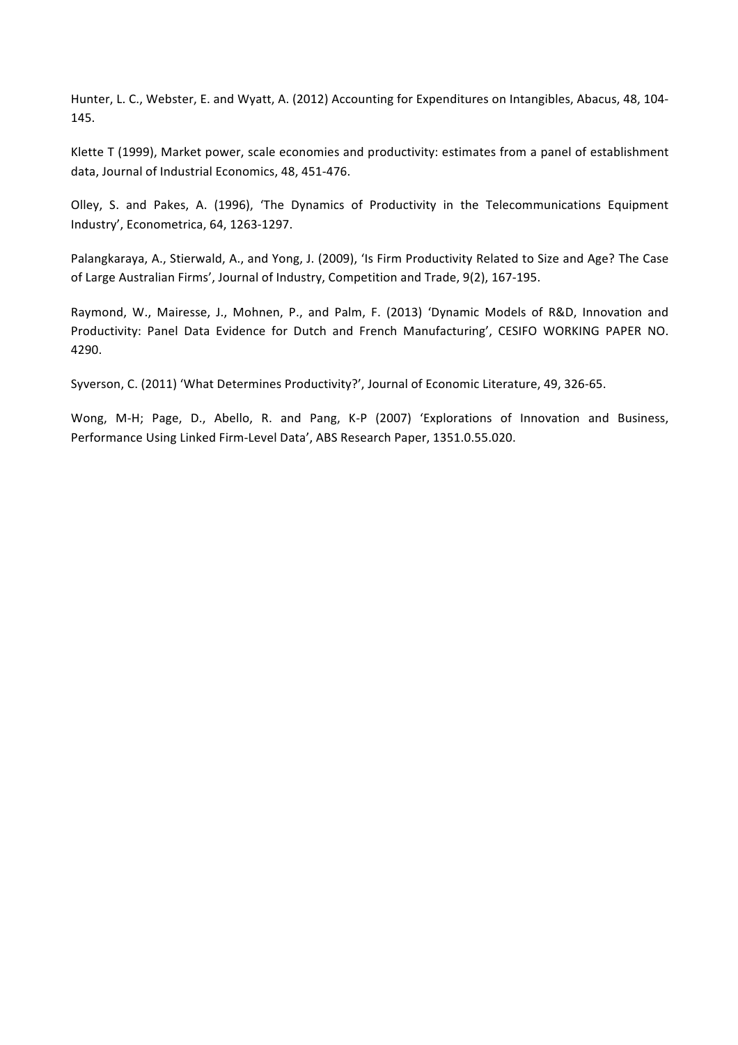Hunter, L. C., Webster, E. and Wyatt, A. (2012) Accounting for Expenditures on Intangibles, Abacus, 48, 104-145.

Klette T (1999), Market power, scale economies and productivity: estimates from a panel of establishment data, Journal of Industrial Economics, 48, 451-476.

Olley, S. and Pakes, A. (1996), 'The Dynamics of Productivity in the Telecommunications Equipment Industry', Econometrica, 64, 1263-1297.

Palangkaraya, A., Stierwald, A., and Yong, J. (2009), 'Is Firm Productivity Related to Size and Age? The Case of Large Australian Firms', Journal of Industry, Competition and Trade, 9(2), 167-195.

Raymond, W., Mairesse, J., Mohnen, P., and Palm, F. (2013) 'Dynamic Models of R&D, Innovation and Productivity: Panel Data Evidence for Dutch and French Manufacturing', CESIFO WORKING PAPER NO. 4290.

Syverson, C. (2011) 'What Determines Productivity?', Journal of Economic Literature, 49, 326-65.

Wong, M-H; Page, D., Abello, R. and Pang, K-P (2007) 'Explorations of Innovation and Business, Performance Using Linked Firm-Level Data', ABS Research Paper, 1351.0.55.020.